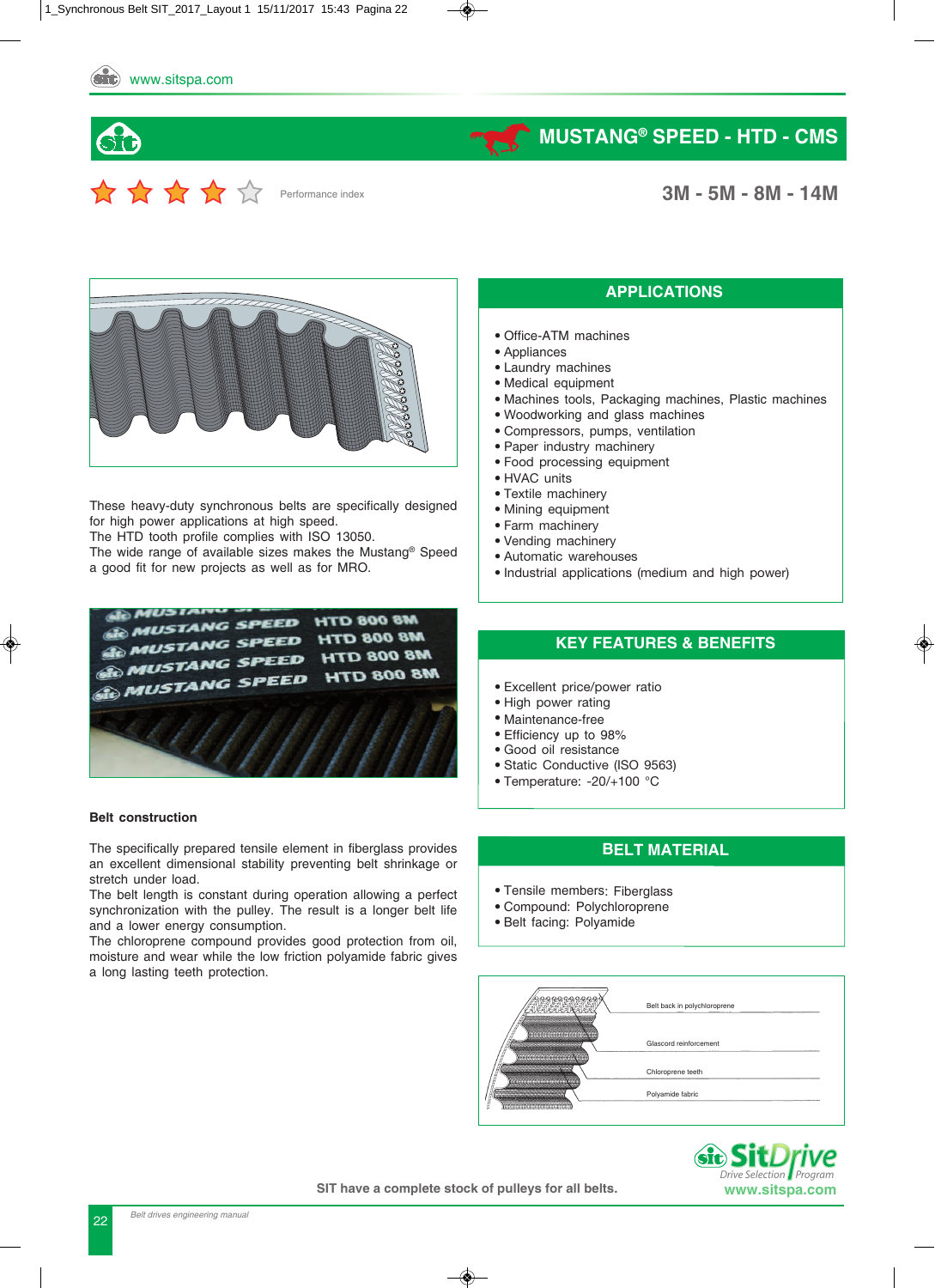# MUSTANG® SPEED - HTD - CMS

Performance index

**3M - 5M - 8M - 14M**

These heavy-duty synchronous belts are specifically designed for high power applications at high speed.
The HTD tooth profile complies with ISO 13050.
The wide range of available sizes makes the Mustang® Speed a good fit for new projects as well as for MRO.

## APPLICATIONS

- Office-ATM machines
- Appliances
- Laundry machines
- Medical equipment
- Machines tools, Packaging machines, Plastic machines
- Woodworking and glass machines
- Compressors, pumps, ventilation
- Paper industry machinery
- Food processing equipment
- HVAC units
- Textile machinery
- Mining equipment
- Farm machinery
- Vending machinery
- Automatic warehouses
- Industrial applications (medium and high power)

## KEY FEATURES & BENEFITS

- Excellent price/power ratio
- High power rating
- Maintenance-free
- Efficiency up to 98%
- Good oil resistance
- Static Conductive (ISO 9563)
- Temperature: -20/+100 °C

### Belt construction

The specifically prepared tensile element in fiberglass provides an excellent dimensional stability preventing belt shrinkage or stretch under load.
The belt length is constant during operation allowing a perfect synchronization with the pulley. The result is a longer belt life and a lower energy consumption.
The chloroprene compound provides good protection from oil, moisture and wear while the low friction polyamide fabric gives a long lasting teeth protection.

## BELT MATERIAL

- Tensile members: Fiberglass
- Compound: Polychloroprene
- Belt facing: Polyamide

Belt back in polychloroprene
Glascord reinforcement
Chloroprene teeth
Polyamide fabric

SIT have a complete stock of pulleys for all belts.

SitDrive Drive Selection Program
www.sitspa.com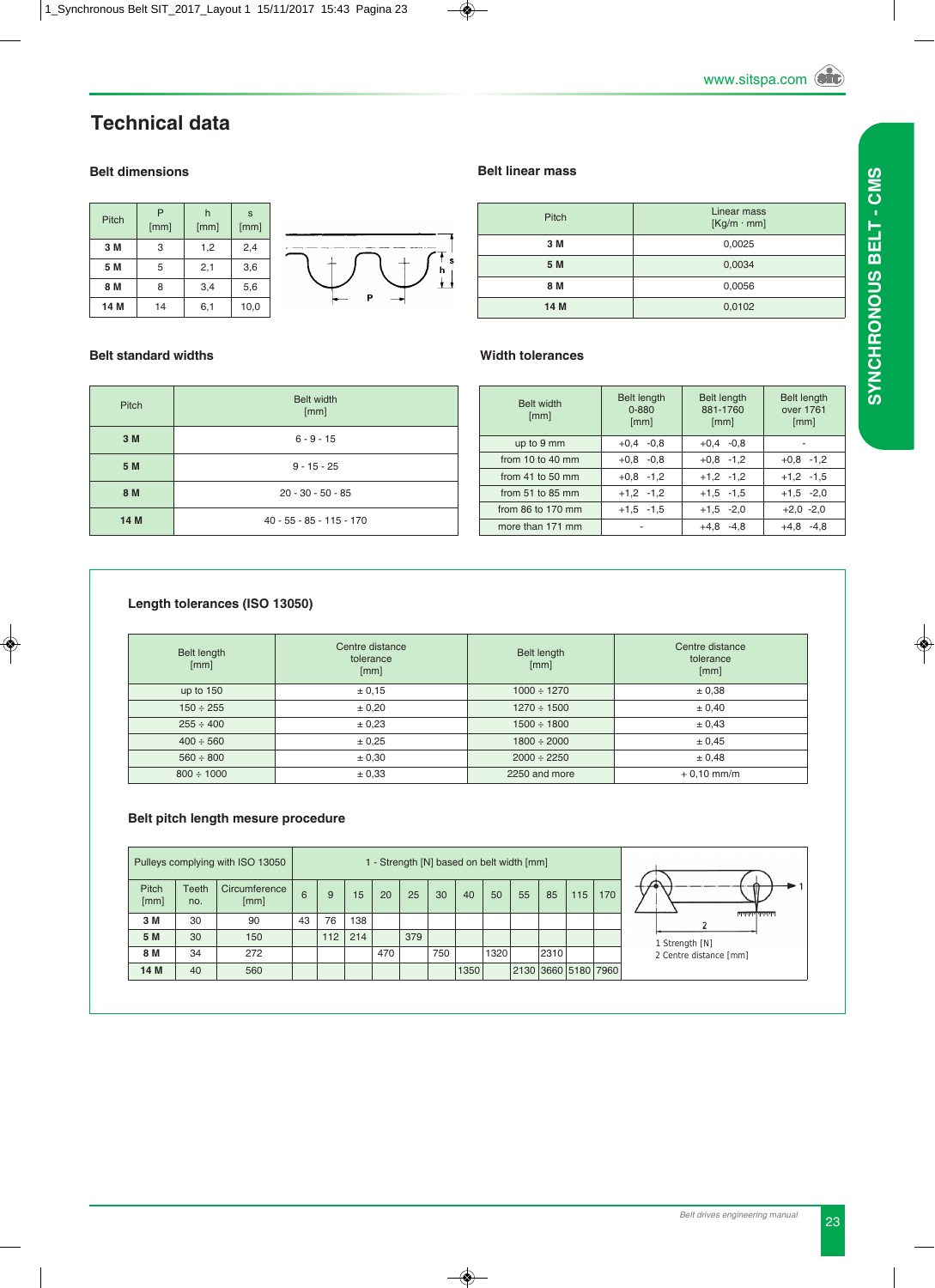# Technical data

## Belt dimensions

| Pitch | P [mm] | h [mm] | s [mm] |
|---|---|---|---|
| **3 M** | 3 | 1,2 | 2,4 |
| **5 M** | 5 | 2,1 | 3,6 |
| **8 M** | 8 | 3,4 | 5,6 |
| **14 M** | 14 | 6,1 | 10,0 |

## Belt linear mass

| Pitch | Linear mass [Kg/m · mm] |
|---|---|
| **3 M** | 0,0025 |
| **5 M** | 0,0034 |
| **8 M** | 0,0056 |
| **14 M** | 0,0102 |

## Belt standard widths

| Pitch | Belt width [mm] |
|---|---|
| **3 M** | 6 - 9 - 15 |
| **5 M** | 9 - 15 - 25 |
| **8 M** | 20 - 30 - 50 - 85 |
| **14 M** | 40 - 55 - 85 - 115 - 170 |

## Width tolerances

| Belt width [mm] | Belt length 0-880 [mm] | Belt length 881-1760 [mm] | Belt length over 1761 [mm] |
|---|---|---|---|
| up to 9 mm | +0,4 -0,8 | +0,4 -0,8 | - |
| from 10 to 40 mm | +0,8 -0,8 | +0,8 -1,2 | +0,8 -1,2 |
| from 41 to 50 mm | +0,8 -1,2 | +1,2 -1,2 | +1,2 -1,5 |
| from 51 to 85 mm | +1,2 -1,2 | +1,5 -1,5 | +1,5 -2,0 |
| from 86 to 170 mm | +1,5 -1,5 | +1,5 -2,0 | +2,0 -2,0 |
| more than 171 mm | - | +4,8 -4,8 | +4,8 -4,8 |

## Length tolerances (ISO 13050)

| Belt length [mm] | Centre distance tolerance [mm] | Belt length [mm] | Centre distance tolerance [mm] |
|---|---|---|---|
| up to 150 | ± 0,15 | 1000 ÷ 1270 | ± 0,38 |
| 150 ÷ 255 | ± 0,20 | 1270 ÷ 1500 | ± 0,40 |
| 255 ÷ 400 | ± 0,23 | 1500 ÷ 1800 | ± 0,43 |
| 400 ÷ 560 | ± 0,25 | 1800 ÷ 2000 | ± 0,45 |
| 560 ÷ 800 | ± 0,30 | 2000 ÷ 2250 | ± 0,48 |
| 800 ÷ 1000 | ± 0,33 | 2250 and more | + 0,10 mm/m |

## Belt pitch length mesure procedure

| Pulleys complying with ISO 13050 | | | 1 - Strength [N] based on belt width [mm] | | | | | | | | | | | |
|---|---|---|---|---|---|---|---|---|---|---|---|---|---|---|
| Pitch [mm] | Teeth no. | Circumference [mm] | 6 | 9 | 15 | 20 | 25 | 30 | 40 | 50 | 55 | 85 | 115 | 170 |
| **3 M** | 30 | 90 | 43 | 76 | 138 | | | | | | | | | |
| **5 M** | 30 | 150 | | 112 | 214 | | 379 | | | | | | | |
| **8 M** | 34 | 272 | | | | 470 | | 750 | | 1320 | | 2310 | | |
| **14 M** | 40 | 560 | | | | | | | 1350 | | 2130 | 3660 | 5180 | 7960 |

1 Strength [N]
2 Centre distance [mm]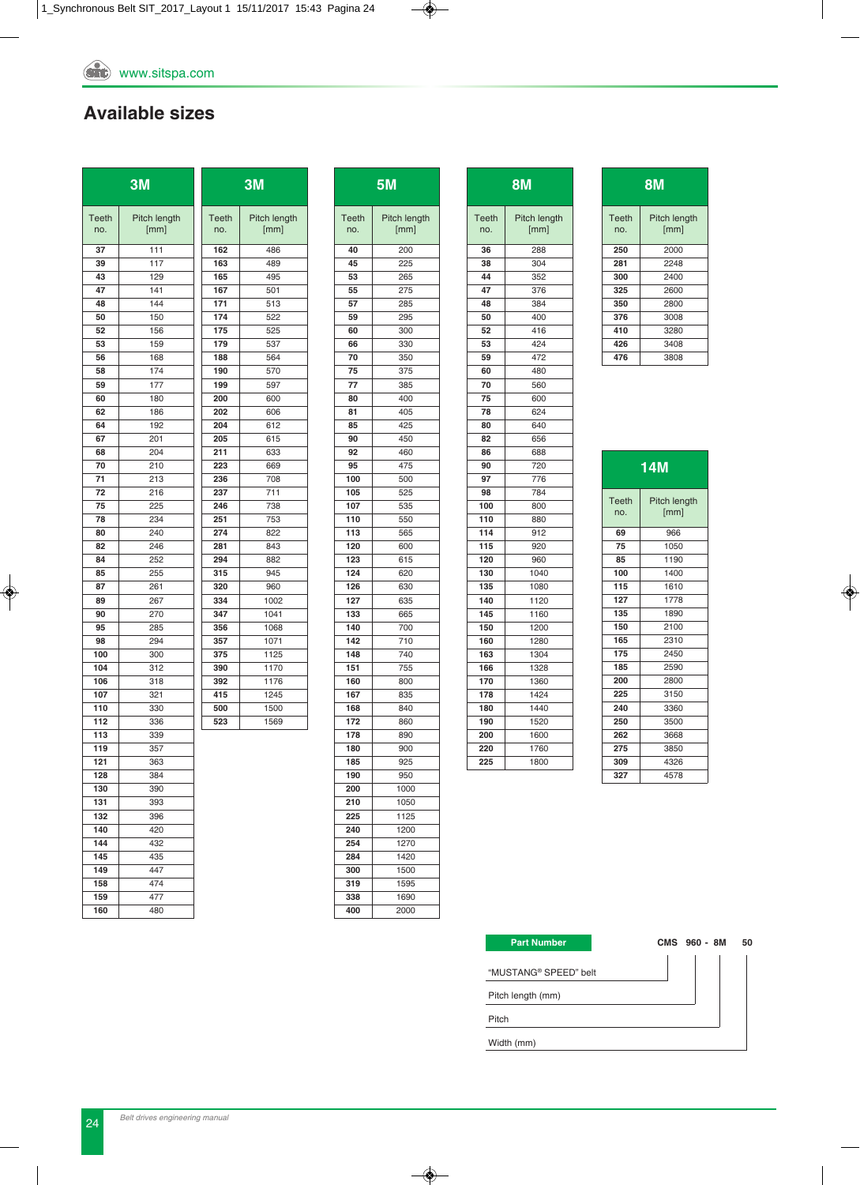## Available sizes

### 3M

| Teeth no. | Pitch length [mm] |
|---|---|
| 37 | 111 |
| 39 | 117 |
| 43 | 129 |
| 47 | 141 |
| 48 | 144 |
| 50 | 150 |
| 52 | 156 |
| 53 | 159 |
| 56 | 168 |
| 58 | 174 |
| 59 | 177 |
| 60 | 180 |
| 62 | 186 |
| 64 | 192 |
| 67 | 201 |
| 68 | 204 |
| 70 | 210 |
| 71 | 213 |
| 72 | 216 |
| 75 | 225 |
| 78 | 234 |
| 80 | 240 |
| 82 | 246 |
| 84 | 252 |
| 85 | 255 |
| 87 | 261 |
| 89 | 267 |
| 90 | 270 |
| 95 | 285 |
| 98 | 294 |
| 100 | 300 |
| 104 | 312 |
| 106 | 318 |
| 107 | 321 |
| 110 | 330 |
| 112 | 336 |
| 113 | 339 |
| 119 | 357 |
| 121 | 363 |
| 128 | 384 |
| 130 | 390 |
| 131 | 393 |
| 132 | 396 |
| 140 | 420 |
| 144 | 432 |
| 145 | 435 |
| 149 | 447 |
| 158 | 474 |
| 159 | 477 |
| 160 | 480 |

### 3M

| Teeth no. | Pitch length [mm] |
|---|---|
| 162 | 486 |
| 163 | 489 |
| 165 | 495 |
| 167 | 501 |
| 171 | 513 |
| 174 | 522 |
| 175 | 525 |
| 179 | 537 |
| 188 | 564 |
| 190 | 570 |
| 199 | 597 |
| 200 | 600 |
| 202 | 606 |
| 204 | 612 |
| 205 | 615 |
| 211 | 633 |
| 223 | 669 |
| 236 | 708 |
| 237 | 711 |
| 246 | 738 |
| 251 | 753 |
| 274 | 822 |
| 281 | 843 |
| 294 | 882 |
| 315 | 945 |
| 320 | 960 |
| 334 | 1002 |
| 347 | 1041 |
| 356 | 1068 |
| 357 | 1071 |
| 375 | 1125 |
| 390 | 1170 |
| 392 | 1176 |
| 415 | 1245 |
| 500 | 1500 |
| 523 | 1569 |

### 5M

| Teeth no. | Pitch length [mm] |
|---|---|
| 40 | 200 |
| 45 | 225 |
| 53 | 265 |
| 55 | 275 |
| 57 | 285 |
| 59 | 295 |
| 60 | 300 |
| 66 | 330 |
| 70 | 350 |
| 75 | 375 |
| 77 | 385 |
| 80 | 400 |
| 81 | 405 |
| 85 | 425 |
| 90 | 450 |
| 92 | 460 |
| 95 | 475 |
| 100 | 500 |
| 105 | 525 |
| 107 | 535 |
| 110 | 550 |
| 113 | 565 |
| 120 | 600 |
| 123 | 615 |
| 124 | 620 |
| 126 | 630 |
| 127 | 635 |
| 133 | 665 |
| 140 | 700 |
| 142 | 710 |
| 148 | 740 |
| 151 | 755 |
| 160 | 800 |
| 167 | 835 |
| 168 | 840 |
| 172 | 860 |
| 178 | 890 |
| 180 | 900 |
| 185 | 925 |
| 190 | 950 |
| 200 | 1000 |
| 210 | 1050 |
| 225 | 1125 |
| 240 | 1200 |
| 254 | 1270 |
| 284 | 1420 |
| 300 | 1500 |
| 319 | 1595 |
| 338 | 1690 |
| 400 | 2000 |

### 8M

| Teeth no. | Pitch length [mm] |
|---|---|
| 36 | 288 |
| 38 | 304 |
| 44 | 352 |
| 47 | 376 |
| 48 | 384 |
| 50 | 400 |
| 52 | 416 |
| 53 | 424 |
| 59 | 472 |
| 60 | 480 |
| 70 | 560 |
| 75 | 600 |
| 78 | 624 |
| 80 | 640 |
| 82 | 656 |
| 86 | 688 |
| 90 | 720 |
| 97 | 776 |
| 98 | 784 |
| 100 | 800 |
| 110 | 880 |
| 114 | 912 |
| 115 | 920 |
| 120 | 960 |
| 130 | 1040 |
| 135 | 1080 |
| 140 | 1120 |
| 145 | 1160 |
| 150 | 1200 |
| 160 | 1280 |
| 163 | 1304 |
| 166 | 1328 |
| 170 | 1360 |
| 178 | 1424 |
| 180 | 1440 |
| 190 | 1520 |
| 200 | 1600 |
| 220 | 1760 |
| 225 | 1800 |

### 8M

| Teeth no. | Pitch length [mm] |
|---|---|
| 250 | 2000 |
| 281 | 2248 |
| 300 | 2400 |
| 325 | 2600 |
| 350 | 2800 |
| 376 | 3008 |
| 410 | 3280 |
| 426 | 3408 |
| 476 | 3808 |

### 14M

| Teeth no. | Pitch length [mm] |
|---|---|
| 69 | 966 |
| 75 | 1050 |
| 85 | 1190 |
| 100 | 1400 |
| 115 | 1610 |
| 127 | 1778 |
| 135 | 1890 |
| 150 | 2100 |
| 165 | 2310 |
| 175 | 2450 |
| 185 | 2590 |
| 200 | 2800 |
| 225 | 3150 |
| 240 | 3360 |
| 250 | 3500 |
| 262 | 3668 |
| 275 | 3850 |
| 309 | 4326 |
| 327 | 4578 |

**Part Number** CMS 960 - 8M 50

- CMS: "MUSTANG® SPEED" belt
- 960: Pitch length (mm)
- 8M: Pitch
- 50: Width (mm)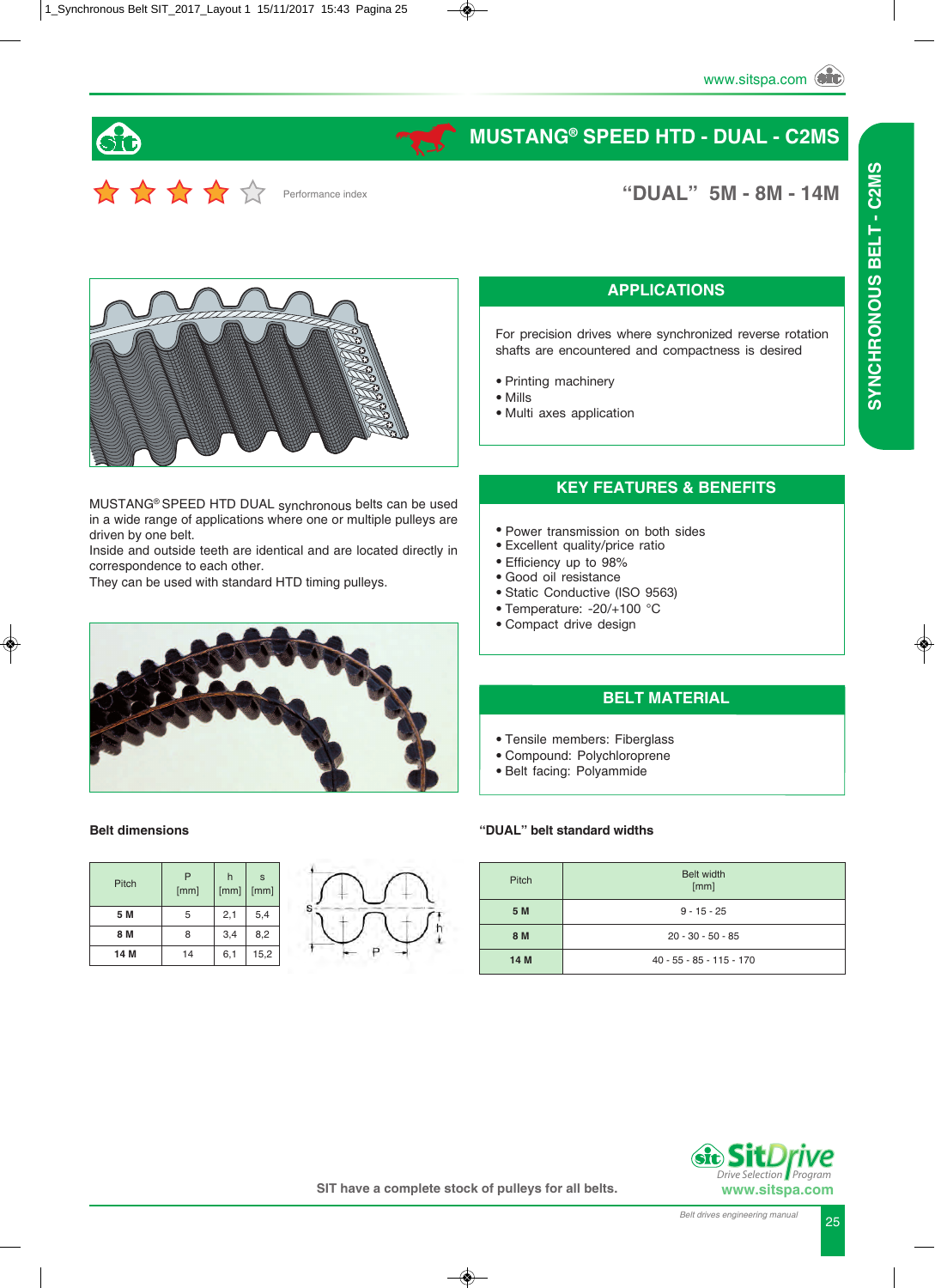# MUSTANG® SPEED HTD - DUAL - C2MS

Performance index

## "DUAL" 5M - 8M - 14M

MUSTANG® SPEED HTD DUAL synchronous belts can be used in a wide range of applications where one or multiple pulleys are driven by one belt.
Inside and outside teeth are identical and are located directly in correspondence to each other.
They can be used with standard HTD timing pulleys.

## APPLICATIONS

For precision drives where synchronized reverse rotation shafts are encountered and compactness is desired

- Printing machinery
- Mills
- Multi axes application

## KEY FEATURES & BENEFITS

- Power transmission on both sides
- Excellent quality/price ratio
- Efficiency up to 98%
- Good oil resistance
- Static Conductive (ISO 9563)
- Temperature: -20/+100 °C
- Compact drive design

## BELT MATERIAL

- Tensile members: Fiberglass
- Compound: Polychloroprene
- Belt facing: Polyammide

### Belt dimensions

| Pitch | P [mm] | h [mm] | s [mm] |
|---|---|---|---|
| **5 M** | 5 | 2,1 | 5,4 |
| **8 M** | 8 | 3,4 | 8,2 |
| **14 M** | 14 | 6,1 | 15,2 |

### "DUAL" belt standard widths

| Pitch | Belt width [mm] |
|---|---|
| **5 M** | 9 - 15 - 25 |
| **8 M** | 20 - 30 - 50 - 85 |
| **14 M** | 40 - 55 - 85 - 115 - 170 |

**SIT have a complete stock of pulleys for all belts.**

SitDrive Drive Selection Program
www.sitspa.com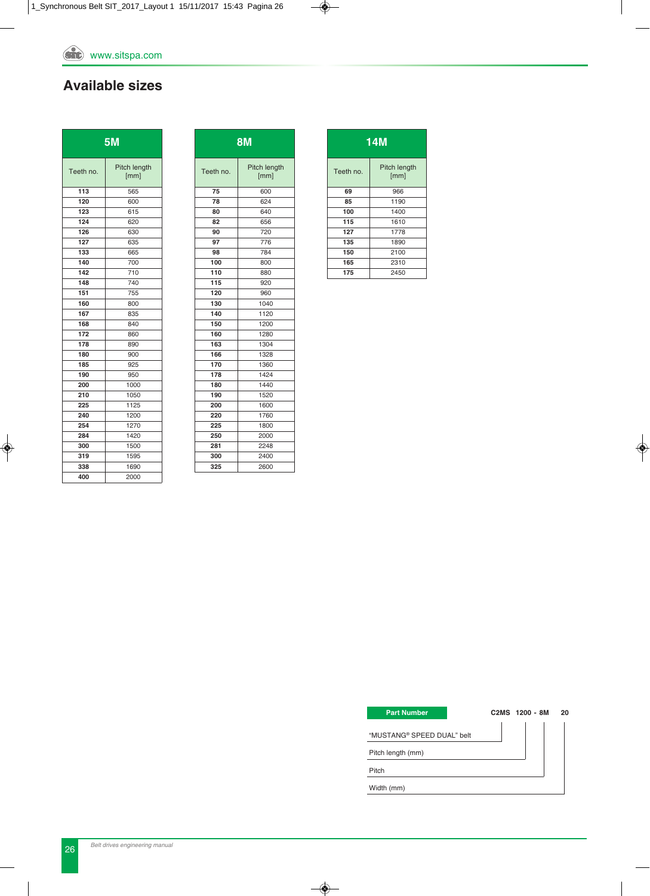## Available sizes

| 5M | |
|---|---|
| Teeth no. | Pitch length [mm] |
| **113** | 565 |
| **120** | 600 |
| **123** | 615 |
| **124** | 620 |
| **126** | 630 |
| **127** | 635 |
| **133** | 665 |
| **140** | 700 |
| **142** | 710 |
| **148** | 740 |
| **151** | 755 |
| **160** | 800 |
| **167** | 835 |
| **168** | 840 |
| **172** | 860 |
| **178** | 890 |
| **180** | 900 |
| **185** | 925 |
| **190** | 950 |
| **200** | 1000 |
| **210** | 1050 |
| **225** | 1125 |
| **240** | 1200 |
| **254** | 1270 |
| **284** | 1420 |
| **300** | 1500 |
| **319** | 1595 |
| **338** | 1690 |
| **400** | 2000 |

| 8M | |
|---|---|
| Teeth no. | Pitch length [mm] |
| **75** | 600 |
| **78** | 624 |
| **80** | 640 |
| **82** | 656 |
| **90** | 720 |
| **97** | 776 |
| **98** | 784 |
| **100** | 800 |
| **110** | 880 |
| **115** | 920 |
| **120** | 960 |
| **130** | 1040 |
| **140** | 1120 |
| **150** | 1200 |
| **160** | 1280 |
| **163** | 1304 |
| **166** | 1328 |
| **170** | 1360 |
| **178** | 1424 |
| **180** | 1440 |
| **190** | 1520 |
| **200** | 1600 |
| **220** | 1760 |
| **225** | 1800 |
| **250** | 2000 |
| **281** | 2248 |
| **300** | 2400 |
| **325** | 2600 |

| 14M | |
|---|---|
| Teeth no. | Pitch length [mm] |
| **69** | 966 |
| **85** | 1190 |
| **100** | 1400 |
| **115** | 1610 |
| **127** | 1778 |
| **135** | 1890 |
| **150** | 2100 |
| **165** | 2310 |
| **175** | 2450 |

**Part Number** — **C2MS 1200 - 8M 20**

- C2MS: "MUSTANG® SPEED DUAL" belt
- 1200: Pitch length (mm)
- 8M: Pitch
- 20: Width (mm)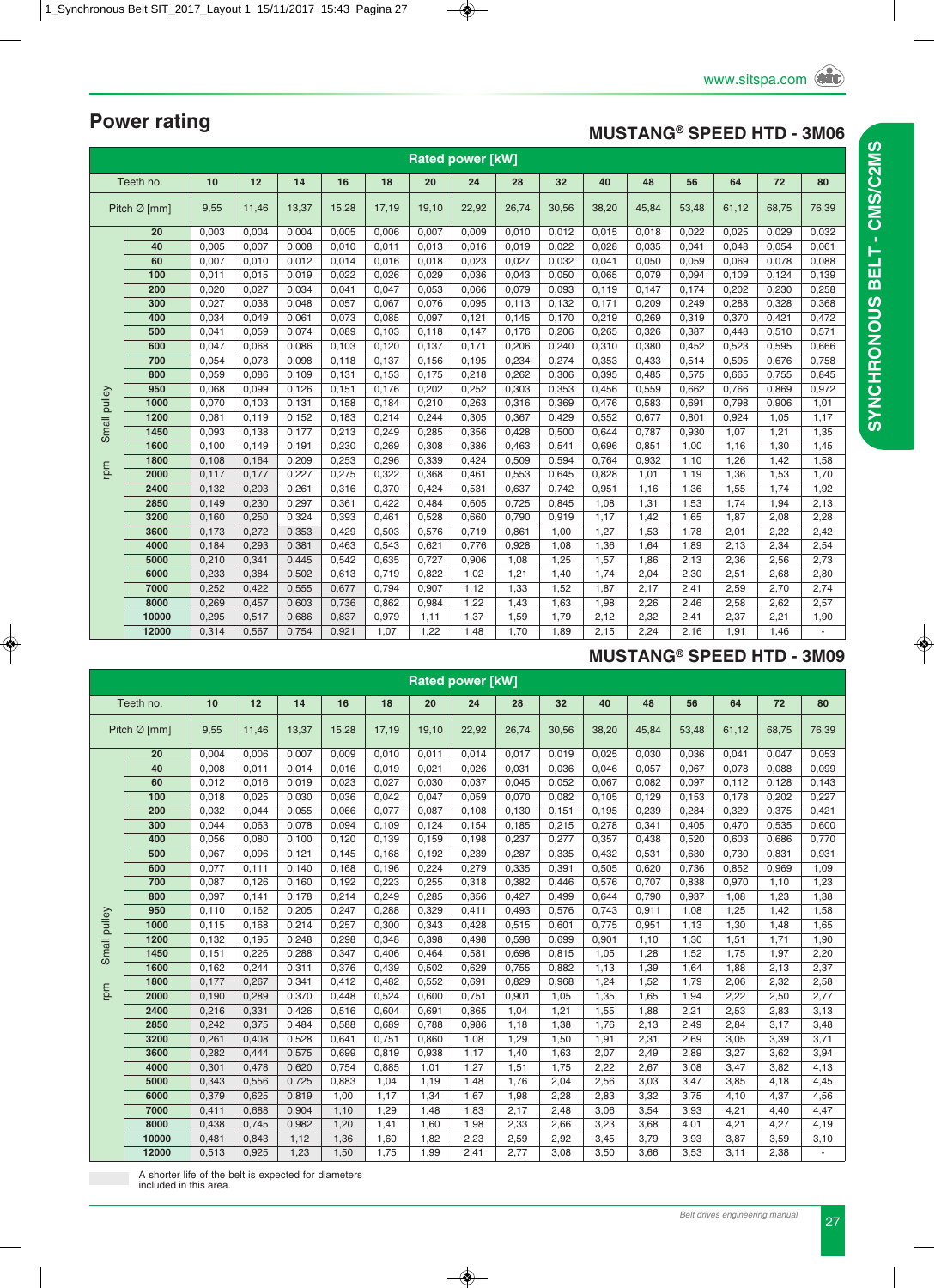# Power rating

## MUSTANG® SPEED HTD - 3M06

| | Rated power [kW] | | | | | | | | | | | | | | |
|---|---|---|---|---|---|---|---|---|---|---|---|---|---|---|---|
| Teeth no. | 10 | 12 | 14 | 16 | 18 | 20 | 24 | 28 | 32 | 40 | 48 | 56 | 64 | 72 | 80 |
| Pitch Ø [mm] | 9,55 | 11,46 | 13,37 | 15,28 | 17,19 | 19,10 | 22,92 | 26,74 | 30,56 | 38,20 | 45,84 | 53,48 | 61,12 | 68,75 | 76,39 |
| **Small pulley rpm** | | | | | | | | | | | | | | | |
| 20 | 0,003 | 0,004 | 0,004 | 0,005 | 0,006 | 0,007 | 0,009 | 0,010 | 0,012 | 0,015 | 0,018 | 0,022 | 0,025 | 0,029 | 0,032 |
| 40 | 0,005 | 0,007 | 0,008 | 0,010 | 0,011 | 0,013 | 0,016 | 0,019 | 0,022 | 0,028 | 0,035 | 0,041 | 0,048 | 0,054 | 0,061 |
| 60 | 0,007 | 0,010 | 0,012 | 0,014 | 0,016 | 0,018 | 0,023 | 0,027 | 0,032 | 0,041 | 0,050 | 0,059 | 0,069 | 0,078 | 0,088 |
| 100 | 0,011 | 0,015 | 0,019 | 0,022 | 0,026 | 0,029 | 0,036 | 0,043 | 0,050 | 0,065 | 0,079 | 0,094 | 0,109 | 0,124 | 0,139 |
| 200 | 0,020 | 0,027 | 0,034 | 0,041 | 0,047 | 0,053 | 0,066 | 0,079 | 0,093 | 0,119 | 0,147 | 0,174 | 0,202 | 0,230 | 0,258 |
| 300 | 0,027 | 0,038 | 0,048 | 0,057 | 0,067 | 0,076 | 0,095 | 0,113 | 0,132 | 0,171 | 0,209 | 0,249 | 0,288 | 0,328 | 0,368 |
| 400 | 0,034 | 0,049 | 0,061 | 0,073 | 0,085 | 0,097 | 0,121 | 0,145 | 0,170 | 0,219 | 0,269 | 0,319 | 0,370 | 0,421 | 0,472 |
| 500 | 0,041 | 0,059 | 0,074 | 0,089 | 0,103 | 0,118 | 0,147 | 0,176 | 0,206 | 0,265 | 0,326 | 0,387 | 0,448 | 0,510 | 0,571 |
| 600 | 0,047 | 0,068 | 0,086 | 0,103 | 0,120 | 0,137 | 0,171 | 0,206 | 0,240 | 0,310 | 0,380 | 0,452 | 0,523 | 0,595 | 0,666 |
| 700 | 0,054 | 0,078 | 0,098 | 0,118 | 0,137 | 0,156 | 0,195 | 0,234 | 0,274 | 0,353 | 0,433 | 0,514 | 0,595 | 0,676 | 0,758 |
| 800 | 0,059 | 0,086 | 0,109 | 0,131 | 0,153 | 0,175 | 0,218 | 0,262 | 0,306 | 0,395 | 0,485 | 0,575 | 0,665 | 0,755 | 0,845 |
| 950 | 0,068 | 0,099 | 0,126 | 0,151 | 0,176 | 0,202 | 0,252 | 0,303 | 0,353 | 0,456 | 0,559 | 0,662 | 0,766 | 0,869 | 0,972 |
| 1000 | 0,070 | 0,103 | 0,131 | 0,158 | 0,184 | 0,210 | 0,263 | 0,316 | 0,369 | 0,476 | 0,583 | 0,691 | 0,798 | 0,906 | 1,01 |
| 1200 | 0,081 | 0,119 | 0,152 | 0,183 | 0,214 | 0,244 | 0,305 | 0,367 | 0,429 | 0,552 | 0,677 | 0,801 | 0,924 | 1,05 | 1,17 |
| 1450 | 0,093 | 0,138 | 0,177 | 0,213 | 0,249 | 0,285 | 0,356 | 0,428 | 0,500 | 0,644 | 0,787 | 0,930 | 1,07 | 1,21 | 1,35 |
| 1600 | 0,100 | 0,149 | 0,191 | 0,230 | 0,269 | 0,308 | 0,386 | 0,463 | 0,541 | 0,696 | 0,851 | 1,00 | 1,16 | 1,30 | 1,45 |
| 1800 | 0,108 | 0,164 | 0,209 | 0,253 | 0,296 | 0,339 | 0,424 | 0,509 | 0,594 | 0,764 | 0,932 | 1,10 | 1,26 | 1,42 | 1,58 |
| 2000 | 0,117 | 0,177 | 0,227 | 0,275 | 0,322 | 0,368 | 0,461 | 0,553 | 0,645 | 0,828 | 1,01 | 1,19 | 1,36 | 1,53 | 1,70 |
| 2400 | 0,132 | 0,203 | 0,261 | 0,316 | 0,370 | 0,424 | 0,531 | 0,637 | 0,742 | 0,951 | 1,16 | 1,36 | 1,55 | 1,74 | 1,92 |
| 2850 | 0,149 | 0,230 | 0,297 | 0,361 | 0,422 | 0,484 | 0,605 | 0,725 | 0,845 | 1,08 | 1,31 | 1,53 | 1,74 | 1,94 | 2,13 |
| 3200 | 0,160 | 0,250 | 0,324 | 0,393 | 0,461 | 0,528 | 0,660 | 0,790 | 0,919 | 1,17 | 1,42 | 1,65 | 1,87 | 2,08 | 2,28 |
| 3600 | 0,173 | 0,272 | 0,353 | 0,429 | 0,503 | 0,576 | 0,719 | 0,861 | 1,00 | 1,27 | 1,53 | 1,78 | 2,01 | 2,22 | 2,42 |
| 4000 | 0,184 | 0,293 | 0,381 | 0,463 | 0,543 | 0,621 | 0,776 | 0,928 | 1,08 | 1,36 | 1,64 | 1,89 | 2,13 | 2,34 | 2,54 |
| 5000 | 0,210 | 0,341 | 0,445 | 0,542 | 0,635 | 0,727 | 0,906 | 1,08 | 1,25 | 1,57 | 1,86 | 2,13 | 2,36 | 2,56 | 2,73 |
| 6000 | 0,233 | 0,384 | 0,502 | 0,613 | 0,719 | 0,822 | 1,02 | 1,21 | 1,40 | 1,74 | 2,04 | 2,30 | 2,51 | 2,68 | 2,80 |
| 7000 | 0,252 | 0,422 | 0,555 | 0,677 | 0,794 | 0,907 | 1,12 | 1,33 | 1,52 | 1,87 | 2,17 | 2,41 | 2,59 | 2,70 | 2,74 |
| 8000 | 0,269 | 0,457 | 0,603 | 0,736 | 0,862 | 0,984 | 1,22 | 1,43 | 1,63 | 1,98 | 2,26 | 2,46 | 2,58 | 2,62 | 2,57 |
| 10000 | 0,295 | 0,517 | 0,686 | 0,837 | 0,979 | 1,11 | 1,37 | 1,59 | 1,79 | 2,12 | 2,32 | 2,41 | 2,37 | 2,21 | 1,90 |
| 12000 | 0,314 | 0,567 | 0,754 | 0,921 | 1,07 | 1,22 | 1,48 | 1,70 | 1,89 | 2,15 | 2,24 | 2,16 | 1,91 | 1,46 | - |

## MUSTANG® SPEED HTD - 3M09

| | Rated power [kW] | | | | | | | | | | | | | | |
|---|---|---|---|---|---|---|---|---|---|---|---|---|---|---|---|
| Teeth no. | 10 | 12 | 14 | 16 | 18 | 20 | 24 | 28 | 32 | 40 | 48 | 56 | 64 | 72 | 80 |
| Pitch Ø [mm] | 9,55 | 11,46 | 13,37 | 15,28 | 17,19 | 19,10 | 22,92 | 26,74 | 30,56 | 38,20 | 45,84 | 53,48 | 61,12 | 68,75 | 76,39 |
| **Small pulley rpm** | | | | | | | | | | | | | | | |
| 20 | 0,004 | 0,006 | 0,007 | 0,009 | 0,010 | 0,011 | 0,014 | 0,017 | 0,019 | 0,025 | 0,030 | 0,036 | 0,041 | 0,047 | 0,053 |
| 40 | 0,008 | 0,011 | 0,014 | 0,016 | 0,019 | 0,021 | 0,026 | 0,031 | 0,036 | 0,046 | 0,057 | 0,067 | 0,078 | 0,088 | 0,099 |
| 60 | 0,012 | 0,016 | 0,019 | 0,023 | 0,027 | 0,030 | 0,037 | 0,045 | 0,052 | 0,067 | 0,082 | 0,097 | 0,112 | 0,128 | 0,143 |
| 100 | 0,018 | 0,025 | 0,030 | 0,036 | 0,042 | 0,047 | 0,059 | 0,070 | 0,082 | 0,105 | 0,129 | 0,153 | 0,178 | 0,202 | 0,227 |
| 200 | 0,032 | 0,044 | 0,055 | 0,066 | 0,077 | 0,087 | 0,108 | 0,130 | 0,151 | 0,195 | 0,239 | 0,284 | 0,329 | 0,375 | 0,421 |
| 300 | 0,044 | 0,063 | 0,078 | 0,094 | 0,109 | 0,124 | 0,154 | 0,185 | 0,215 | 0,278 | 0,341 | 0,405 | 0,470 | 0,535 | 0,600 |
| 400 | 0,056 | 0,080 | 0,100 | 0,120 | 0,139 | 0,159 | 0,198 | 0,237 | 0,277 | 0,357 | 0,438 | 0,520 | 0,603 | 0,686 | 0,770 |
| 500 | 0,067 | 0,096 | 0,121 | 0,145 | 0,168 | 0,192 | 0,239 | 0,287 | 0,335 | 0,432 | 0,531 | 0,630 | 0,730 | 0,831 | 0,931 |
| 600 | 0,077 | 0,111 | 0,140 | 0,168 | 0,196 | 0,224 | 0,279 | 0,335 | 0,391 | 0,505 | 0,620 | 0,736 | 0,852 | 0,969 | 1,09 |
| 700 | 0,087 | 0,126 | 0,160 | 0,192 | 0,223 | 0,255 | 0,318 | 0,382 | 0,446 | 0,576 | 0,707 | 0,838 | 0,970 | 1,10 | 1,23 |
| 800 | 0,097 | 0,141 | 0,178 | 0,214 | 0,249 | 0,285 | 0,356 | 0,427 | 0,499 | 0,644 | 0,790 | 0,937 | 1,08 | 1,23 | 1,38 |
| 950 | 0,110 | 0,162 | 0,205 | 0,247 | 0,288 | 0,329 | 0,411 | 0,493 | 0,576 | 0,743 | 0,911 | 1,08 | 1,25 | 1,42 | 1,58 |
| 1000 | 0,115 | 0,168 | 0,214 | 0,257 | 0,300 | 0,343 | 0,428 | 0,515 | 0,601 | 0,775 | 0,951 | 1,13 | 1,30 | 1,48 | 1,65 |
| 1200 | 0,132 | 0,195 | 0,248 | 0,298 | 0,348 | 0,398 | 0,498 | 0,598 | 0,699 | 0,901 | 1,10 | 1,30 | 1,51 | 1,71 | 1,90 |
| 1450 | 0,151 | 0,226 | 0,288 | 0,347 | 0,406 | 0,464 | 0,581 | 0,698 | 0,815 | 1,05 | 1,28 | 1,52 | 1,75 | 1,97 | 2,20 |
| 1600 | 0,162 | 0,244 | 0,311 | 0,376 | 0,439 | 0,502 | 0,629 | 0,755 | 0,882 | 1,13 | 1,39 | 1,64 | 1,88 | 2,13 | 2,37 |
| 1800 | 0,177 | 0,267 | 0,341 | 0,412 | 0,482 | 0,552 | 0,691 | 0,829 | 0,968 | 1,24 | 1,52 | 1,79 | 2,06 | 2,32 | 2,58 |
| 2000 | 0,190 | 0,289 | 0,370 | 0,448 | 0,524 | 0,600 | 0,751 | 0,901 | 1,05 | 1,35 | 1,65 | 1,94 | 2,22 | 2,50 | 2,77 |
| 2400 | 0,216 | 0,331 | 0,426 | 0,516 | 0,604 | 0,691 | 0,865 | 1,04 | 1,21 | 1,55 | 1,88 | 2,21 | 2,53 | 2,83 | 3,13 |
| 2850 | 0,242 | 0,375 | 0,484 | 0,588 | 0,689 | 0,788 | 0,986 | 1,18 | 1,38 | 1,76 | 2,13 | 2,49 | 2,84 | 3,17 | 3,48 |
| 3200 | 0,261 | 0,408 | 0,528 | 0,641 | 0,751 | 0,860 | 1,08 | 1,29 | 1,50 | 1,91 | 2,31 | 2,69 | 3,05 | 3,39 | 3,71 |
| 3600 | 0,282 | 0,444 | 0,575 | 0,699 | 0,819 | 0,938 | 1,17 | 1,40 | 1,63 | 2,07 | 2,49 | 2,89 | 3,27 | 3,62 | 3,94 |
| 4000 | 0,301 | 0,478 | 0,620 | 0,754 | 0,885 | 1,01 | 1,27 | 1,51 | 1,75 | 2,22 | 2,67 | 3,08 | 3,47 | 3,82 | 4,13 |
| 5000 | 0,343 | 0,556 | 0,725 | 0,883 | 1,04 | 1,19 | 1,48 | 1,76 | 2,04 | 2,56 | 3,03 | 3,47 | 3,85 | 4,18 | 4,45 |
| 6000 | 0,379 | 0,625 | 0,819 | 1,00 | 1,17 | 1,34 | 1,67 | 1,98 | 2,28 | 2,83 | 3,32 | 3,75 | 4,10 | 4,37 | 4,56 |
| 7000 | 0,411 | 0,688 | 0,904 | 1,10 | 1,29 | 1,48 | 1,83 | 2,17 | 2,48 | 3,06 | 3,54 | 3,93 | 4,21 | 4,40 | 4,47 |
| 8000 | 0,438 | 0,745 | 0,982 | 1,20 | 1,41 | 1,60 | 1,98 | 2,33 | 2,66 | 3,23 | 3,68 | 4,01 | 4,21 | 4,27 | 4,19 |
| 10000 | 0,481 | 0,843 | 1,12 | 1,36 | 1,60 | 1,82 | 2,23 | 2,59 | 2,92 | 3,45 | 3,79 | 3,93 | 3,87 | 3,59 | 3,10 |
| 12000 | 0,513 | 0,925 | 1,23 | 1,50 | 1,75 | 1,99 | 2,41 | 2,77 | 3,08 | 3,50 | 3,66 | 3,53 | 3,11 | 2,38 | - |

A shorter life of the belt is expected for diameters included in this area.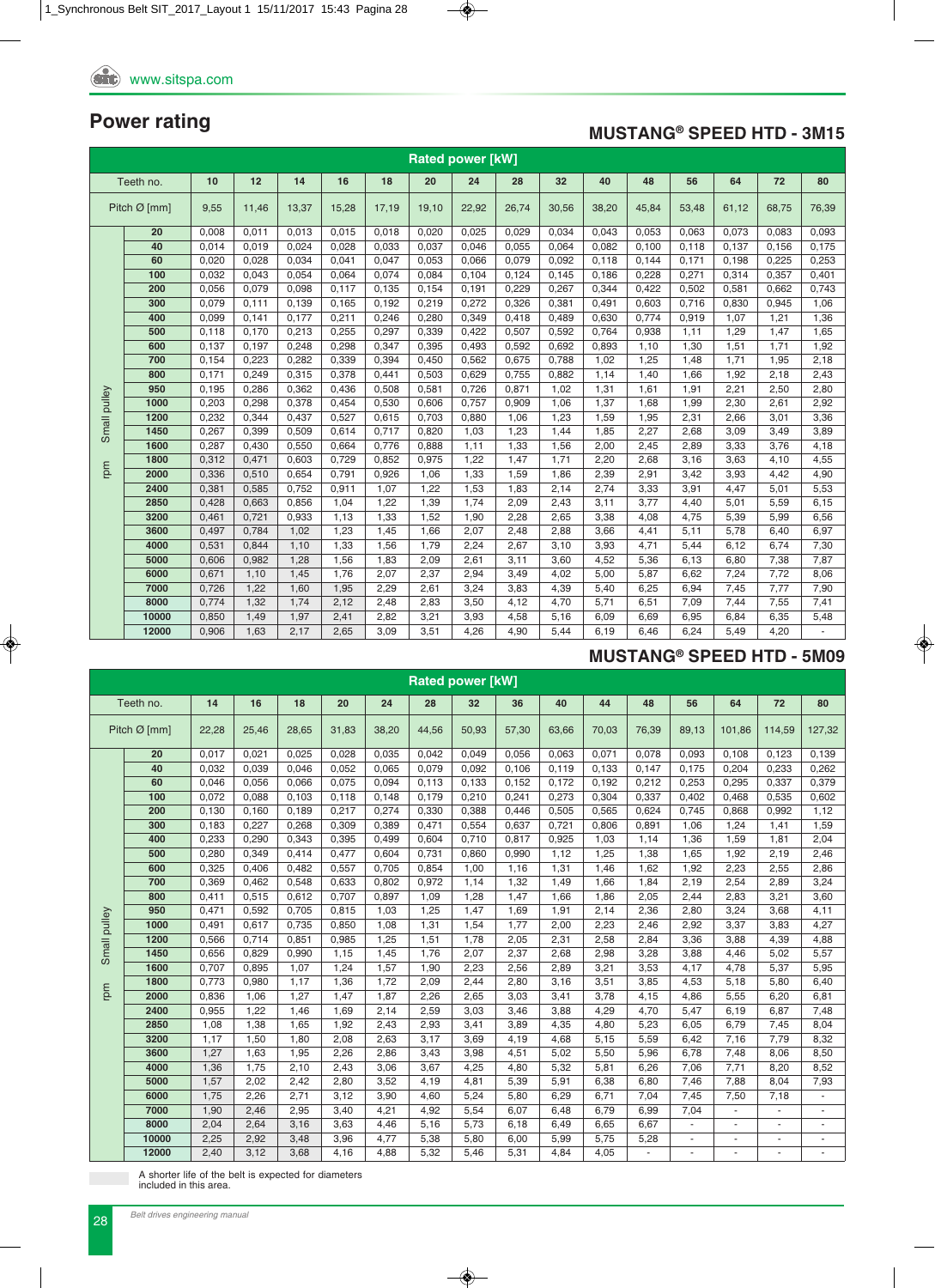## Power rating

### MUSTANG® SPEED HTD - 3M15

| Rated power [kW] | | | | | | | | | | | | | | | |
|---|---|---|---|---|---|---|---|---|---|---|---|---|---|---|---|
| Teeth no. | 10 | 12 | 14 | 16 | 18 | 20 | 24 | 28 | 32 | 40 | 48 | 56 | 64 | 72 | 80 |
| Pitch Ø [mm] | 9,55 | 11,46 | 13,37 | 15,28 | 17,19 | 19,10 | 22,92 | 26,74 | 30,56 | 38,20 | 45,84 | 53,48 | 61,12 | 68,75 | 76,39 |
| **Small pulley rpm** | | | | | | | | | | | | | | | |
| 20 | 0,008 | 0,011 | 0,013 | 0,015 | 0,018 | 0,020 | 0,025 | 0,029 | 0,034 | 0,043 | 0,053 | 0,063 | 0,073 | 0,083 | 0,093 |
| 40 | 0,014 | 0,019 | 0,024 | 0,028 | 0,033 | 0,037 | 0,046 | 0,055 | 0,064 | 0,082 | 0,100 | 0,118 | 0,137 | 0,156 | 0,175 |
| 60 | 0,020 | 0,028 | 0,034 | 0,041 | 0,047 | 0,053 | 0,066 | 0,079 | 0,092 | 0,118 | 0,144 | 0,171 | 0,198 | 0,225 | 0,253 |
| 100 | 0,032 | 0,043 | 0,054 | 0,064 | 0,074 | 0,084 | 0,104 | 0,124 | 0,145 | 0,186 | 0,228 | 0,271 | 0,314 | 0,357 | 0,401 |
| 200 | 0,056 | 0,079 | 0,098 | 0,117 | 0,135 | 0,154 | 0,191 | 0,229 | 0,267 | 0,344 | 0,422 | 0,502 | 0,581 | 0,662 | 0,743 |
| 300 | 0,079 | 0,111 | 0,139 | 0,165 | 0,192 | 0,219 | 0,272 | 0,326 | 0,381 | 0,491 | 0,603 | 0,716 | 0,830 | 0,945 | 1,06 |
| 400 | 0,099 | 0,141 | 0,177 | 0,211 | 0,246 | 0,280 | 0,349 | 0,418 | 0,489 | 0,630 | 0,774 | 0,919 | 1,07 | 1,21 | 1,36 |
| 500 | 0,118 | 0,170 | 0,213 | 0,255 | 0,297 | 0,339 | 0,422 | 0,507 | 0,592 | 0,764 | 0,938 | 1,11 | 1,29 | 1,47 | 1,65 |
| 600 | 0,137 | 0,197 | 0,248 | 0,298 | 0,347 | 0,395 | 0,493 | 0,592 | 0,692 | 0,893 | 1,10 | 1,30 | 1,51 | 1,71 | 1,92 |
| 700 | 0,154 | 0,223 | 0,282 | 0,339 | 0,394 | 0,450 | 0,562 | 0,675 | 0,788 | 1,02 | 1,25 | 1,48 | 1,71 | 1,95 | 2,18 |
| 800 | 0,171 | 0,249 | 0,315 | 0,378 | 0,441 | 0,503 | 0,629 | 0,755 | 0,882 | 1,14 | 1,40 | 1,66 | 1,92 | 2,18 | 2,43 |
| 950 | 0,195 | 0,286 | 0,362 | 0,436 | 0,508 | 0,581 | 0,726 | 0,871 | 1,02 | 1,31 | 1,61 | 1,91 | 2,21 | 2,50 | 2,80 |
| 1000 | 0,203 | 0,298 | 0,378 | 0,454 | 0,530 | 0,606 | 0,757 | 0,909 | 1,06 | 1,37 | 1,68 | 1,99 | 2,30 | 2,61 | 2,92 |
| 1200 | 0,232 | 0,344 | 0,437 | 0,527 | 0,615 | 0,703 | 0,880 | 1,06 | 1,23 | 1,59 | 1,95 | 2,31 | 2,66 | 3,01 | 3,36 |
| 1450 | 0,267 | 0,399 | 0,509 | 0,614 | 0,717 | 0,820 | 1,03 | 1,23 | 1,44 | 1,85 | 2,27 | 2,68 | 3,09 | 3,49 | 3,89 |
| 1600 | 0,287 | 0,430 | 0,550 | 0,664 | 0,776 | 0,888 | 1,11 | 1,33 | 1,56 | 2,00 | 2,45 | 2,89 | 3,33 | 3,76 | 4,18 |
| 1800 | 0,312 | 0,471 | 0,603 | 0,729 | 0,852 | 0,975 | 1,22 | 1,47 | 1,71 | 2,20 | 2,68 | 3,16 | 3,63 | 4,10 | 4,55 |
| 2000 | 0,336 | 0,510 | 0,654 | 0,791 | 0,926 | 1,06 | 1,33 | 1,59 | 1,86 | 2,39 | 2,91 | 3,42 | 3,93 | 4,42 | 4,90 |
| 2400 | 0,381 | 0,585 | 0,752 | 0,911 | 1,07 | 1,22 | 1,53 | 1,83 | 2,14 | 2,74 | 3,33 | 3,91 | 4,47 | 5,01 | 5,53 |
| 2850 | 0,428 | 0,663 | 0,856 | 1,04 | 1,22 | 1,39 | 1,74 | 2,09 | 2,43 | 3,11 | 3,77 | 4,40 | 5,01 | 5,59 | 6,15 |
| 3200 | 0,461 | 0,721 | 0,933 | 1,13 | 1,33 | 1,52 | 1,90 | 2,28 | 2,65 | 3,38 | 4,08 | 4,75 | 5,39 | 5,99 | 6,56 |
| 3600 | 0,497 | 0,784 | 1,02 | 1,23 | 1,45 | 1,66 | 2,07 | 2,48 | 2,88 | 3,66 | 4,41 | 5,11 | 5,78 | 6,40 | 6,97 |
| 4000 | 0,531 | 0,844 | 1,10 | 1,33 | 1,56 | 1,79 | 2,24 | 2,67 | 3,10 | 3,93 | 4,71 | 5,44 | 6,12 | 6,74 | 7,30 |
| 5000 | 0,606 | 0,982 | 1,28 | 1,56 | 1,83 | 2,09 | 2,61 | 3,11 | 3,60 | 4,52 | 5,36 | 6,13 | 6,80 | 7,38 | 7,87 |
| 6000 | 0,671 | 1,10 | 1,45 | 1,76 | 2,07 | 2,37 | 2,94 | 3,49 | 4,02 | 5,00 | 5,87 | 6,62 | 7,24 | 7,72 | 8,06 |
| 7000 | 0,726 | 1,22 | 1,60 | 1,95 | 2,29 | 2,61 | 3,24 | 3,83 | 4,39 | 5,40 | 6,25 | 6,94 | 7,45 | 7,77 | 7,90 |
| 8000 | 0,774 | 1,32 | 1,74 | 2,12 | 2,48 | 2,83 | 3,50 | 4,12 | 4,70 | 5,71 | 6,51 | 7,09 | 7,44 | 7,55 | 7,41 |
| 10000 | 0,850 | 1,49 | 1,97 | 2,41 | 2,82 | 3,21 | 3,93 | 4,58 | 5,16 | 6,09 | 6,69 | 6,95 | 6,84 | 6,35 | 5,48 |
| 12000 | 0,906 | 1,63 | 2,17 | 2,65 | 3,09 | 3,51 | 4,26 | 4,90 | 5,44 | 6,19 | 6,46 | 6,24 | 5,49 | 4,20 | - |

### MUSTANG® SPEED HTD - 5M09

| Rated power [kW] | | | | | | | | | | | | | | | |
|---|---|---|---|---|---|---|---|---|---|---|---|---|---|---|---|
| Teeth no. | 14 | 16 | 18 | 20 | 24 | 28 | 32 | 36 | 40 | 44 | 48 | 56 | 64 | 72 | 80 |
| Pitch Ø [mm] | 22,28 | 25,46 | 28,65 | 31,83 | 38,20 | 44,56 | 50,93 | 57,30 | 63,66 | 70,03 | 76,39 | 89,13 | 101,86 | 114,59 | 127,32 |
| **Small pulley rpm** | | | | | | | | | | | | | | | |
| 20 | 0,017 | 0,021 | 0,025 | 0,028 | 0,035 | 0,042 | 0,049 | 0,056 | 0,063 | 0,071 | 0,078 | 0,093 | 0,108 | 0,123 | 0,139 |
| 40 | 0,032 | 0,039 | 0,046 | 0,052 | 0,065 | 0,079 | 0,092 | 0,106 | 0,119 | 0,133 | 0,147 | 0,175 | 0,204 | 0,233 | 0,262 |
| 60 | 0,046 | 0,056 | 0,066 | 0,075 | 0,094 | 0,113 | 0,133 | 0,152 | 0,172 | 0,192 | 0,212 | 0,253 | 0,295 | 0,337 | 0,379 |
| 100 | 0,072 | 0,088 | 0,103 | 0,118 | 0,148 | 0,179 | 0,210 | 0,241 | 0,273 | 0,304 | 0,337 | 0,402 | 0,468 | 0,535 | 0,602 |
| 200 | 0,130 | 0,160 | 0,189 | 0,217 | 0,274 | 0,330 | 0,388 | 0,446 | 0,505 | 0,565 | 0,624 | 0,745 | 0,868 | 0,992 | 1,12 |
| 300 | 0,183 | 0,227 | 0,268 | 0,309 | 0,389 | 0,471 | 0,554 | 0,637 | 0,721 | 0,806 | 0,891 | 1,06 | 1,24 | 1,41 | 1,59 |
| 400 | 0,233 | 0,290 | 0,343 | 0,395 | 0,499 | 0,604 | 0,710 | 0,817 | 0,925 | 1,03 | 1,14 | 1,36 | 1,59 | 1,81 | 2,04 |
| 500 | 0,280 | 0,349 | 0,414 | 0,477 | 0,604 | 0,731 | 0,860 | 0,990 | 1,12 | 1,25 | 1,38 | 1,65 | 1,92 | 2,19 | 2,46 |
| 600 | 0,325 | 0,406 | 0,482 | 0,557 | 0,705 | 0,854 | 1,00 | 1,16 | 1,31 | 1,46 | 1,62 | 1,92 | 2,23 | 2,55 | 2,86 |
| 700 | 0,369 | 0,462 | 0,548 | 0,633 | 0,802 | 0,972 | 1,14 | 1,32 | 1,49 | 1,66 | 1,84 | 2,19 | 2,54 | 2,89 | 3,24 |
| 800 | 0,411 | 0,515 | 0,612 | 0,707 | 0,897 | 1,09 | 1,28 | 1,47 | 1,66 | 1,86 | 2,05 | 2,44 | 2,83 | 3,21 | 3,60 |
| 950 | 0,471 | 0,592 | 0,705 | 0,815 | 1,03 | 1,25 | 1,47 | 1,69 | 1,91 | 2,14 | 2,36 | 2,80 | 3,24 | 3,68 | 4,11 |
| 1000 | 0,491 | 0,617 | 0,735 | 0,850 | 1,08 | 1,31 | 1,54 | 1,77 | 2,00 | 2,23 | 2,46 | 2,92 | 3,37 | 3,83 | 4,27 |
| 1200 | 0,566 | 0,714 | 0,851 | 0,985 | 1,25 | 1,51 | 1,78 | 2,05 | 2,31 | 2,58 | 2,84 | 3,36 | 3,88 | 4,39 | 4,88 |
| 1450 | 0,656 | 0,829 | 0,990 | 1,15 | 1,45 | 1,76 | 2,07 | 2,37 | 2,68 | 2,98 | 3,28 | 3,88 | 4,46 | 5,02 | 5,57 |
| 1600 | 0,707 | 0,895 | 1,07 | 1,24 | 1,57 | 1,90 | 2,23 | 2,56 | 2,89 | 3,21 | 3,53 | 4,17 | 4,78 | 5,37 | 5,95 |
| 1800 | 0,773 | 0,980 | 1,17 | 1,36 | 1,72 | 2,09 | 2,44 | 2,80 | 3,16 | 3,51 | 3,85 | 4,53 | 5,18 | 5,80 | 6,40 |
| 2000 | 0,836 | 1,06 | 1,27 | 1,47 | 1,87 | 2,26 | 2,65 | 3,03 | 3,41 | 3,78 | 4,15 | 4,86 | 5,55 | 6,20 | 6,81 |
| 2400 | 0,955 | 1,22 | 1,46 | 1,69 | 2,14 | 2,59 | 3,03 | 3,46 | 3,88 | 4,29 | 4,70 | 5,47 | 6,19 | 6,87 | 7,48 |
| 2850 | 1,08 | 1,38 | 1,65 | 1,92 | 2,43 | 2,93 | 3,41 | 3,89 | 4,35 | 4,80 | 5,23 | 6,05 | 6,79 | 7,45 | 8,04 |
| 3200 | 1,17 | 1,50 | 1,80 | 2,08 | 2,63 | 3,17 | 3,69 | 4,19 | 4,68 | 5,15 | 5,59 | 6,42 | 7,16 | 7,79 | 8,32 |
| 3600 | 1,27 | 1,63 | 1,95 | 2,26 | 2,86 | 3,43 | 3,98 | 4,51 | 5,02 | 5,50 | 5,96 | 6,78 | 7,48 | 8,06 | 8,50 |
| 4000 | 1,36 | 1,75 | 2,10 | 2,43 | 3,06 | 3,67 | 4,25 | 4,80 | 5,32 | 5,81 | 6,26 | 7,06 | 7,71 | 8,20 | 8,52 |
| 5000 | 1,57 | 2,02 | 2,42 | 2,80 | 3,52 | 4,19 | 4,81 | 5,39 | 5,91 | 6,38 | 6,80 | 7,46 | 7,88 | 8,04 | 7,93 |
| 6000 | 1,75 | 2,26 | 2,71 | 3,12 | 3,90 | 4,60 | 5,24 | 5,80 | 6,29 | 6,71 | 7,04 | 7,45 | 7,50 | 7,18 | - |
| 7000 | 1,90 | 2,46 | 2,95 | 3,40 | 4,21 | 4,92 | 5,54 | 6,07 | 6,48 | 6,79 | 6,99 | 7,04 | - | - | - |
| 8000 | 2,04 | 2,64 | 3,16 | 3,63 | 4,46 | 5,16 | 5,73 | 6,18 | 6,49 | 6,65 | 6,67 | - | - | - | - |
| 10000 | 2,25 | 2,92 | 3,48 | 3,96 | 4,77 | 5,38 | 5,80 | 6,00 | 5,99 | 5,75 | 5,28 | - | - | - | - |
| 12000 | 2,40 | 3,12 | 3,68 | 4,16 | 4,88 | 5,32 | 5,46 | 5,31 | 4,84 | 4,05 | - | - | - | - | - |

A shorter life of the belt is expected for diameters included in this area.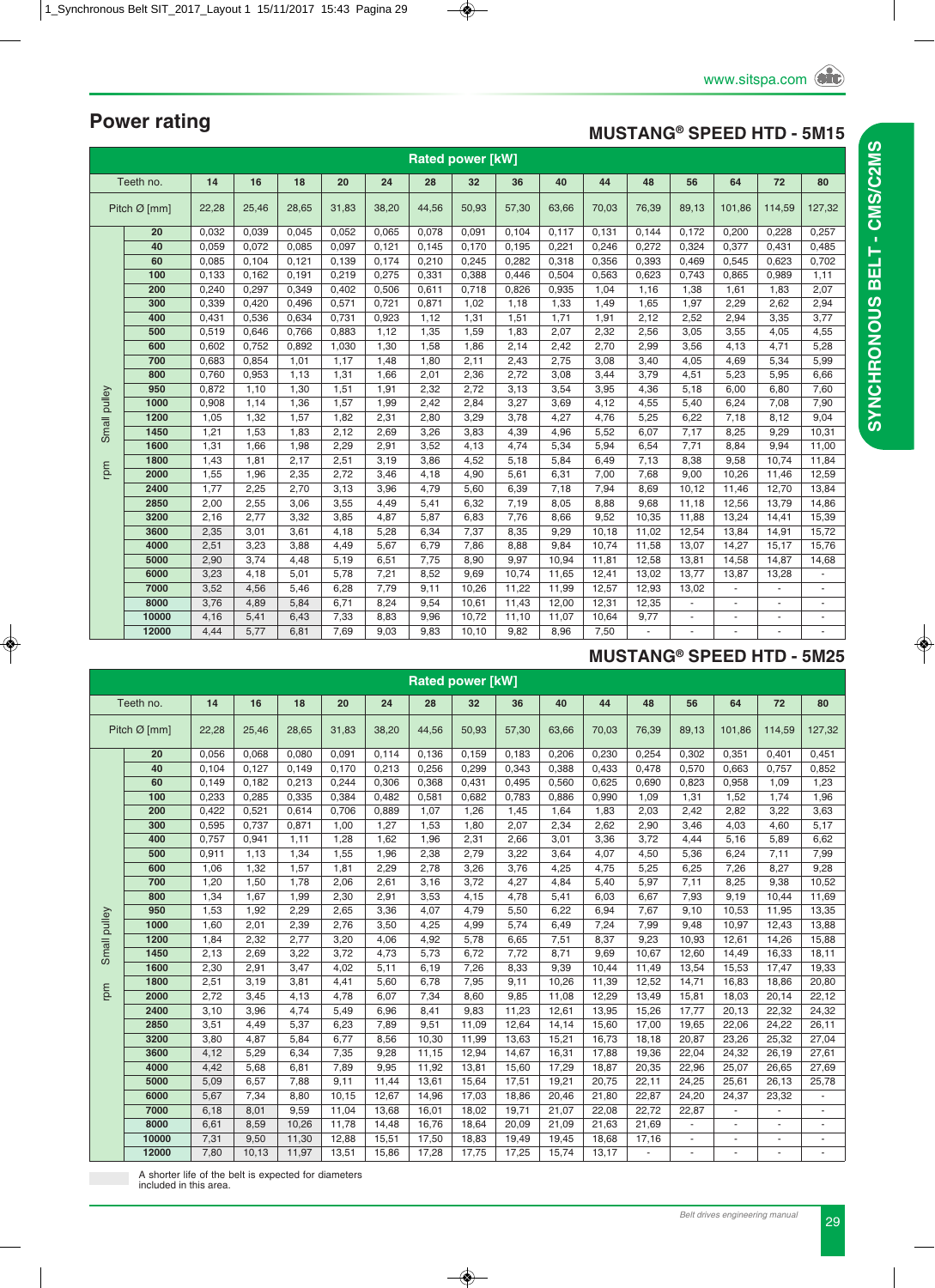## Power rating

### MUSTANG® SPEED HTD - 5M15

| Rated power [kW] | | | | | | | | | | | | | | | |
|---|---|---|---|---|---|---|---|---|---|---|---|---|---|---|---|
| Teeth no. | | 14 | 16 | 18 | 20 | 24 | 28 | 32 | 36 | 40 | 44 | 48 | 56 | 64 | 72 | 80 |
| Pitch Ø [mm] | | 22,28 | 25,46 | 28,65 | 31,83 | 38,20 | 44,56 | 50,93 | 57,30 | 63,66 | 70,03 | 76,39 | 89,13 | 101,86 | 114,59 | 127,32 |
| Small pulley rpm | 20 | 0,032 | 0,039 | 0,045 | 0,052 | 0,065 | 0,078 | 0,091 | 0,104 | 0,117 | 0,131 | 0,144 | 0,172 | 0,200 | 0,228 | 0,257 |
| | 40 | 0,059 | 0,072 | 0,085 | 0,097 | 0,121 | 0,145 | 0,170 | 0,195 | 0,221 | 0,246 | 0,272 | 0,324 | 0,377 | 0,431 | 0,485 |
| | 60 | 0,085 | 0,104 | 0,121 | 0,139 | 0,174 | 0,210 | 0,245 | 0,282 | 0,318 | 0,356 | 0,393 | 0,469 | 0,545 | 0,623 | 0,702 |
| | 100 | 0,133 | 0,162 | 0,191 | 0,219 | 0,275 | 0,331 | 0,388 | 0,446 | 0,504 | 0,563 | 0,623 | 0,743 | 0,865 | 0,989 | 1,11 |
| | 200 | 0,240 | 0,297 | 0,349 | 0,402 | 0,506 | 0,611 | 0,718 | 0,826 | 0,935 | 1,04 | 1,16 | 1,38 | 1,61 | 1,83 | 2,07 |
| | 300 | 0,339 | 0,420 | 0,496 | 0,571 | 0,721 | 0,871 | 1,02 | 1,18 | 1,33 | 1,49 | 1,65 | 1,97 | 2,29 | 2,62 | 2,94 |
| | 400 | 0,431 | 0,536 | 0,634 | 0,731 | 0,923 | 1,12 | 1,31 | 1,51 | 1,71 | 1,91 | 2,12 | 2,52 | 2,94 | 3,35 | 3,77 |
| | 500 | 0,519 | 0,646 | 0,766 | 0,883 | 1,12 | 1,35 | 1,59 | 1,83 | 2,07 | 2,32 | 2,56 | 3,05 | 3,55 | 4,05 | 4,55 |
| | 600 | 0,602 | 0,752 | 0,892 | 1,030 | 1,30 | 1,58 | 1,86 | 2,14 | 2,42 | 2,70 | 2,99 | 3,56 | 4,13 | 4,71 | 5,28 |
| | 700 | 0,683 | 0,854 | 1,01 | 1,17 | 1,48 | 1,80 | 2,11 | 2,43 | 2,75 | 3,08 | 3,40 | 4,05 | 4,69 | 5,34 | 5,99 |
| | 800 | 0,760 | 0,953 | 1,13 | 1,31 | 1,66 | 2,01 | 2,36 | 2,72 | 3,08 | 3,44 | 3,79 | 4,51 | 5,23 | 5,95 | 6,66 |
| | 950 | 0,872 | 1,10 | 1,30 | 1,51 | 1,91 | 2,32 | 2,72 | 3,13 | 3,54 | 3,95 | 4,36 | 5,18 | 6,00 | 6,80 | 7,60 |
| | 1000 | 0,908 | 1,14 | 1,36 | 1,57 | 1,99 | 2,42 | 2,84 | 3,27 | 3,69 | 4,12 | 4,55 | 5,40 | 6,24 | 7,08 | 7,90 |
| | 1200 | 1,05 | 1,32 | 1,57 | 1,82 | 2,31 | 2,80 | 3,29 | 3,78 | 4,27 | 4,76 | 5,25 | 6,22 | 7,18 | 8,12 | 9,04 |
| | 1450 | 1,21 | 1,53 | 1,83 | 2,12 | 2,69 | 3,26 | 3,83 | 4,39 | 4,96 | 5,52 | 6,07 | 7,17 | 8,25 | 9,29 | 10,31 |
| | 1600 | 1,31 | 1,66 | 1,98 | 2,29 | 2,91 | 3,52 | 4,13 | 4,74 | 5,34 | 5,94 | 6,54 | 7,71 | 8,84 | 9,94 | 11,00 |
| | 1800 | 1,43 | 1,81 | 2,17 | 2,51 | 3,19 | 3,86 | 4,52 | 5,18 | 5,84 | 6,49 | 7,13 | 8,38 | 9,58 | 10,74 | 11,84 |
| | 2000 | 1,55 | 1,96 | 2,35 | 2,72 | 3,46 | 4,18 | 4,90 | 5,61 | 6,31 | 7,00 | 7,68 | 9,00 | 10,26 | 11,46 | 12,59 |
| | 2400 | 1,77 | 2,25 | 2,70 | 3,13 | 3,96 | 4,79 | 5,60 | 6,39 | 7,18 | 7,94 | 8,69 | 10,12 | 11,46 | 12,70 | 13,84 |
| | 2850 | 2,00 | 2,55 | 3,06 | 3,55 | 4,49 | 5,41 | 6,32 | 7,19 | 8,05 | 8,88 | 9,68 | 11,18 | 12,56 | 13,79 | 14,86 |
| | 3200 | 2,16 | 2,77 | 3,32 | 3,85 | 4,87 | 5,87 | 6,83 | 7,76 | 8,66 | 9,52 | 10,35 | 11,88 | 13,24 | 14,41 | 15,39 |
| | 3600 | 2,35 | 3,01 | 3,61 | 4,18 | 5,28 | 6,34 | 7,37 | 8,35 | 9,29 | 10,18 | 11,02 | 12,54 | 13,84 | 14,91 | 15,72 |
| | 4000 | 2,51 | 3,23 | 3,88 | 4,49 | 5,67 | 6,79 | 7,86 | 8,88 | 9,84 | 10,74 | 11,58 | 13,07 | 14,27 | 15,17 | 15,76 |
| | 5000 | 2,90 | 3,74 | 4,48 | 5,19 | 6,51 | 7,75 | 8,90 | 9,97 | 10,94 | 11,81 | 12,58 | 13,81 | 14,58 | 14,87 | 14,68 |
| | 6000 | 3,23 | 4,18 | 5,01 | 5,78 | 7,21 | 8,52 | 9,69 | 10,74 | 11,65 | 12,41 | 13,02 | 13,77 | 13,87 | 13,28 | - |
| | 7000 | 3,52 | 4,56 | 5,46 | 6,28 | 7,79 | 9,11 | 10,26 | 11,22 | 11,99 | 12,57 | 12,93 | 13,02 | - | - | - |
| | 8000 | 3,76 | 4,89 | 5,84 | 6,71 | 8,24 | 9,54 | 10,61 | 11,43 | 12,00 | 12,31 | 12,35 | - | - | - | - |
| | 10000 | 4,16 | 5,41 | 6,43 | 7,33 | 8,83 | 9,96 | 10,72 | 11,10 | 11,07 | 10,64 | 9,77 | - | - | - | - |
| | 12000 | 4,44 | 5,77 | 6,81 | 7,69 | 9,03 | 9,83 | 10,10 | 9,82 | 8,96 | 7,50 | - | - | - | - | - |

### MUSTANG® SPEED HTD - 5M25

| Rated power [kW] | | | | | | | | | | | | | | | |
|---|---|---|---|---|---|---|---|---|---|---|---|---|---|---|---|
| Teeth no. | | 14 | 16 | 18 | 20 | 24 | 28 | 32 | 36 | 40 | 44 | 48 | 56 | 64 | 72 | 80 |
| Pitch Ø [mm] | | 22,28 | 25,46 | 28,65 | 31,83 | 38,20 | 44,56 | 50,93 | 57,30 | 63,66 | 70,03 | 76,39 | 89,13 | 101,86 | 114,59 | 127,32 |
| Small pulley rpm | 20 | 0,056 | 0,068 | 0,080 | 0,091 | 0,114 | 0,136 | 0,159 | 0,183 | 0,206 | 0,230 | 0,254 | 0,302 | 0,351 | 0,401 | 0,451 |
| | 40 | 0,104 | 0,127 | 0,149 | 0,170 | 0,213 | 0,256 | 0,299 | 0,343 | 0,388 | 0,433 | 0,478 | 0,570 | 0,663 | 0,757 | 0,852 |
| | 60 | 0,149 | 0,182 | 0,213 | 0,244 | 0,306 | 0,368 | 0,431 | 0,495 | 0,560 | 0,625 | 0,690 | 0,823 | 0,958 | 1,09 | 1,23 |
| | 100 | 0,233 | 0,285 | 0,335 | 0,384 | 0,482 | 0,581 | 0,682 | 0,783 | 0,886 | 0,990 | 1,09 | 1,31 | 1,52 | 1,74 | 1,96 |
| | 200 | 0,422 | 0,521 | 0,614 | 0,706 | 0,889 | 1,07 | 1,26 | 1,45 | 1,64 | 1,83 | 2,03 | 2,42 | 2,82 | 3,22 | 3,63 |
| | 300 | 0,595 | 0,737 | 0,871 | 1,00 | 1,27 | 1,53 | 1,80 | 2,07 | 2,34 | 2,62 | 2,90 | 3,46 | 4,03 | 4,60 | 5,17 |
| | 400 | 0,757 | 0,941 | 1,11 | 1,28 | 1,62 | 1,96 | 2,31 | 2,66 | 3,01 | 3,36 | 3,72 | 4,44 | 5,16 | 5,89 | 6,62 |
| | 500 | 0,911 | 1,13 | 1,34 | 1,55 | 1,96 | 2,38 | 2,79 | 3,22 | 3,64 | 4,07 | 4,50 | 5,36 | 6,24 | 7,11 | 7,99 |
| | 600 | 1,06 | 1,32 | 1,57 | 1,81 | 2,29 | 2,78 | 3,26 | 3,76 | 4,25 | 4,75 | 5,25 | 6,25 | 7,26 | 8,27 | 9,28 |
| | 700 | 1,20 | 1,50 | 1,78 | 2,06 | 2,61 | 3,16 | 3,72 | 4,27 | 4,84 | 5,40 | 5,97 | 7,11 | 8,25 | 9,38 | 10,52 |
| | 800 | 1,34 | 1,67 | 1,99 | 2,30 | 2,91 | 3,53 | 4,15 | 4,78 | 5,41 | 6,03 | 6,67 | 7,93 | 9,19 | 10,44 | 11,69 |
| | 950 | 1,53 | 1,92 | 2,29 | 2,65 | 3,36 | 4,07 | 4,79 | 5,50 | 6,22 | 6,94 | 7,67 | 9,10 | 10,53 | 11,95 | 13,35 |
| | 1000 | 1,60 | 2,01 | 2,39 | 2,76 | 3,50 | 4,25 | 4,99 | 5,74 | 6,49 | 7,24 | 7,99 | 9,48 | 10,97 | 12,43 | 13,88 |
| | 1200 | 1,84 | 2,32 | 2,77 | 3,20 | 4,06 | 4,92 | 5,78 | 6,65 | 7,51 | 8,37 | 9,23 | 10,93 | 12,61 | 14,26 | 15,88 |
| | 1450 | 2,13 | 2,69 | 3,22 | 3,72 | 4,73 | 5,73 | 6,72 | 7,72 | 8,71 | 9,69 | 10,67 | 12,60 | 14,49 | 16,33 | 18,11 |
| | 1600 | 2,30 | 2,91 | 3,47 | 4,02 | 5,11 | 6,19 | 7,26 | 8,33 | 9,39 | 10,44 | 11,49 | 13,54 | 15,53 | 17,47 | 19,33 |
| | 1800 | 2,51 | 3,19 | 3,81 | 4,41 | 5,60 | 6,78 | 7,95 | 9,11 | 10,26 | 11,39 | 12,52 | 14,71 | 16,83 | 18,86 | 20,80 |
| | 2000 | 2,72 | 3,45 | 4,13 | 4,78 | 6,07 | 7,34 | 8,60 | 9,85 | 11,08 | 12,29 | 13,49 | 15,81 | 18,03 | 20,14 | 22,12 |
| | 2400 | 3,10 | 3,96 | 4,74 | 5,49 | 6,96 | 8,41 | 9,83 | 11,23 | 12,61 | 13,95 | 15,26 | 17,77 | 20,13 | 22,32 | 24,32 |
| | 2850 | 3,51 | 4,49 | 5,37 | 6,23 | 7,89 | 9,51 | 11,09 | 12,64 | 14,14 | 15,60 | 17,00 | 19,65 | 22,06 | 24,22 | 26,11 |
| | 3200 | 3,80 | 4,87 | 5,84 | 6,77 | 8,56 | 10,30 | 11,99 | 13,63 | 15,21 | 16,73 | 18,18 | 20,87 | 23,26 | 25,32 | 27,04 |
| | 3600 | 4,12 | 5,29 | 6,34 | 7,35 | 9,28 | 11,15 | 12,94 | 14,67 | 16,31 | 17,88 | 19,36 | 22,04 | 24,32 | 26,19 | 27,61 |
| | 4000 | 4,42 | 5,68 | 6,81 | 7,89 | 9,95 | 11,92 | 13,81 | 15,60 | 17,29 | 18,87 | 20,35 | 22,96 | 25,07 | 26,65 | 27,69 |
| | 5000 | 5,09 | 6,57 | 7,88 | 9,11 | 11,44 | 13,61 | 15,64 | 17,51 | 19,21 | 20,75 | 22,11 | 24,25 | 25,61 | 26,13 | 25,78 |
| | 6000 | 5,67 | 7,34 | 8,80 | 10,15 | 12,67 | 14,96 | 17,03 | 18,86 | 20,46 | 21,80 | 22,87 | 24,20 | 24,37 | 23,32 | - |
| | 7000 | 6,18 | 8,01 | 9,59 | 11,04 | 13,68 | 16,01 | 18,02 | 19,71 | 21,07 | 22,08 | 22,72 | 22,87 | - | - | - |
| | 8000 | 6,61 | 8,59 | 10,26 | 11,78 | 14,48 | 16,76 | 18,64 | 20,09 | 21,09 | 21,63 | 21,69 | - | - | - | - |
| | 10000 | 7,31 | 9,50 | 11,30 | 12,88 | 15,51 | 17,50 | 18,83 | 19,49 | 19,45 | 18,68 | 17,16 | - | - | - | - |
| | 12000 | 7,80 | 10,13 | 11,97 | 13,51 | 15,86 | 17,28 | 17,75 | 17,25 | 15,74 | 13,17 | - | - | - | - | - |

A shorter life of the belt is expected for diameters included in this area.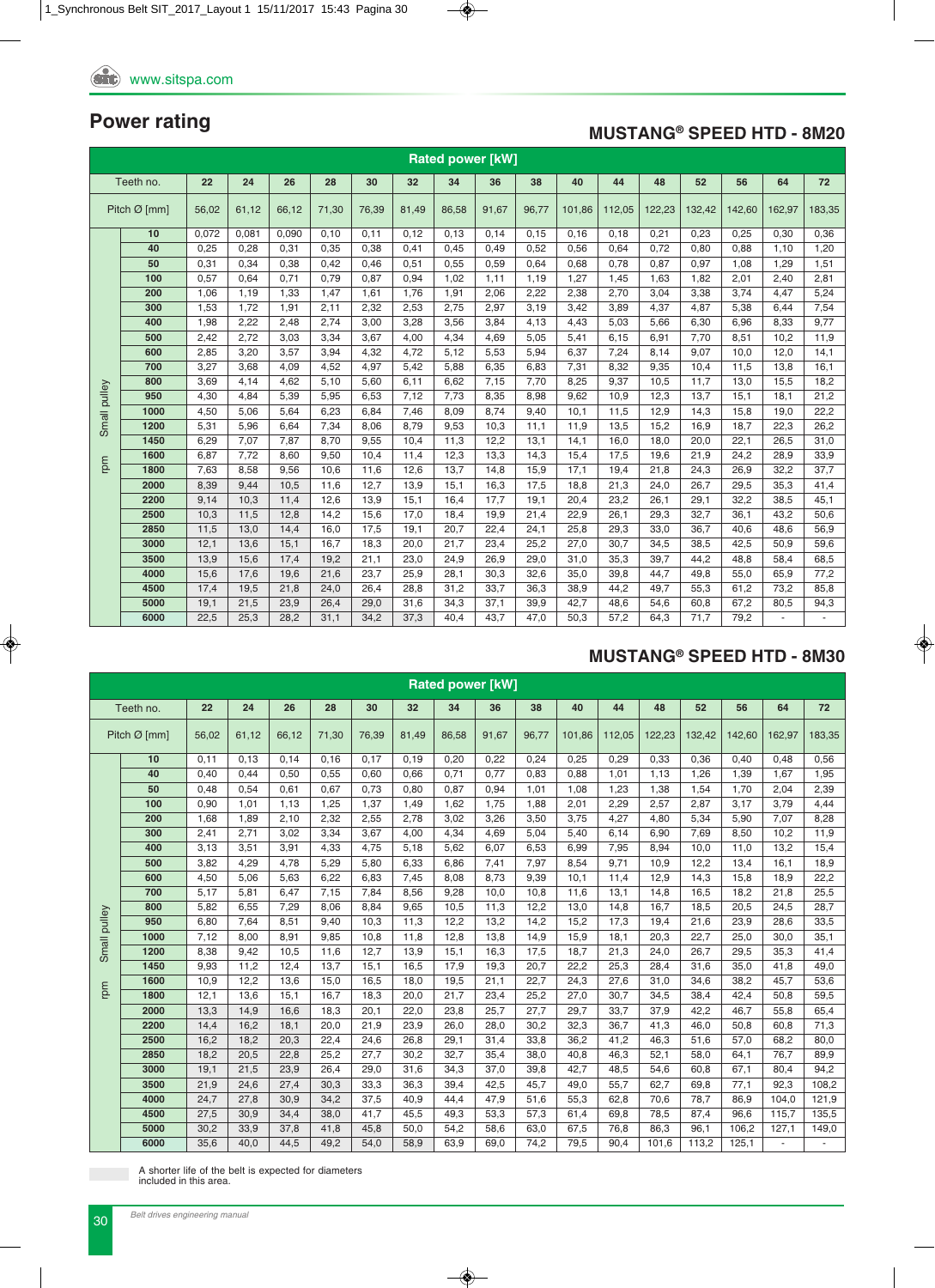# Power rating

## MUSTANG® SPEED HTD - 8M20

| | Rated power [kW] | | | | | | | | | | | | | | | |
|---|---|---|---|---|---|---|---|---|---|---|---|---|---|---|---|---|
| Teeth no. | 22 | 24 | 26 | 28 | 30 | 32 | 34 | 36 | 38 | 40 | 44 | 48 | 52 | 56 | 64 | 72 |
| Pitch Ø [mm] | 56,02 | 61,12 | 66,12 | 71,30 | 76,39 | 81,49 | 86,58 | 91,67 | 96,77 | 101,86 | 112,05 | 122,23 | 132,42 | 142,60 | 162,97 | 183,35 |
| **Small pulley rpm** | | | | | | | | | | | | | | | | |
| 10 | 0,072 | 0,081 | 0,090 | 0,10 | 0,11 | 0,12 | 0,13 | 0,14 | 0,15 | 0,16 | 0,18 | 0,21 | 0,23 | 0,25 | 0,30 | 0,36 |
| 40 | 0,25 | 0,28 | 0,31 | 0,35 | 0,38 | 0,41 | 0,45 | 0,49 | 0,52 | 0,56 | 0,64 | 0,72 | 0,80 | 0,88 | 1,10 | 1,20 |
| 50 | 0,31 | 0,34 | 0,38 | 0,42 | 0,46 | 0,51 | 0,55 | 0,59 | 0,64 | 0,68 | 0,78 | 0,87 | 0,97 | 1,08 | 1,29 | 1,51 |
| 100 | 0,57 | 0,64 | 0,71 | 0,79 | 0,87 | 0,94 | 1,02 | 1,11 | 1,19 | 1,27 | 1,45 | 1,63 | 1,82 | 2,01 | 2,40 | 2,81 |
| 200 | 1,06 | 1,19 | 1,33 | 1,47 | 1,61 | 1,76 | 1,91 | 2,06 | 2,22 | 2,38 | 2,70 | 3,04 | 3,38 | 3,74 | 4,47 | 5,24 |
| 300 | 1,53 | 1,72 | 1,91 | 2,11 | 2,32 | 2,53 | 2,75 | 2,97 | 3,19 | 3,42 | 3,89 | 4,37 | 4,87 | 5,38 | 6,44 | 7,54 |
| 400 | 1,98 | 2,22 | 2,48 | 2,74 | 3,00 | 3,28 | 3,56 | 3,84 | 4,13 | 4,43 | 5,03 | 5,66 | 6,30 | 6,96 | 8,33 | 9,77 |
| 500 | 2,42 | 2,72 | 3,03 | 3,34 | 3,67 | 4,00 | 4,34 | 4,69 | 5,05 | 5,41 | 6,15 | 6,91 | 7,70 | 8,51 | 10,2 | 11,9 |
| 600 | 2,85 | 3,20 | 3,57 | 3,94 | 4,32 | 4,72 | 5,12 | 5,53 | 5,94 | 6,37 | 7,24 | 8,14 | 9,07 | 10,0 | 12,0 | 14,1 |
| 700 | 3,27 | 3,68 | 4,09 | 4,52 | 4,97 | 5,42 | 5,88 | 6,35 | 6,83 | 7,31 | 8,32 | 9,35 | 10,4 | 11,5 | 13,8 | 16,1 |
| 800 | 3,69 | 4,14 | 4,62 | 5,10 | 5,60 | 6,11 | 6,62 | 7,15 | 7,70 | 8,25 | 9,37 | 10,5 | 11,7 | 13,0 | 15,5 | 18,2 |
| 950 | 4,30 | 4,84 | 5,39 | 5,95 | 6,53 | 7,12 | 7,73 | 8,35 | 8,98 | 9,62 | 10,9 | 12,3 | 13,7 | 15,1 | 18,1 | 21,2 |
| 1000 | 4,50 | 5,06 | 5,64 | 6,23 | 6,84 | 7,46 | 8,09 | 8,74 | 9,40 | 10,1 | 11,5 | 12,9 | 14,3 | 15,8 | 19,0 | 22,2 |
| 1200 | 5,31 | 5,96 | 6,64 | 7,34 | 8,06 | 8,79 | 9,53 | 10,3 | 11,1 | 11,9 | 13,5 | 15,2 | 16,9 | 18,7 | 22,3 | 26,2 |
| 1450 | 6,29 | 7,07 | 7,87 | 8,70 | 9,55 | 10,4 | 11,3 | 12,2 | 13,1 | 14,1 | 16,0 | 18,0 | 20,0 | 22,1 | 26,5 | 31,0 |
| 1600 | 6,87 | 7,72 | 8,60 | 9,50 | 10,4 | 11,4 | 12,3 | 13,3 | 14,3 | 15,4 | 17,5 | 19,6 | 21,9 | 24,2 | 28,9 | 33,9 |
| 1800 | 7,63 | 8,58 | 9,56 | 10,6 | 11,6 | 12,6 | 13,7 | 14,8 | 15,9 | 17,1 | 19,4 | 21,8 | 24,3 | 26,9 | 32,2 | 37,7 |
| 2000 | 8,39 | 9,44 | 10,5 | 11,6 | 12,7 | 13,9 | 15,1 | 16,3 | 17,5 | 18,8 | 21,3 | 24,0 | 26,7 | 29,5 | 35,3 | 41,4 |
| 2200 | 9,14 | 10,3 | 11,4 | 12,6 | 13,9 | 15,1 | 16,4 | 17,7 | 19,1 | 20,4 | 23,2 | 26,1 | 29,1 | 32,2 | 38,5 | 45,1 |
| 2500 | 10,3 | 11,5 | 12,8 | 14,2 | 15,6 | 17,0 | 18,4 | 19,9 | 21,4 | 22,9 | 26,1 | 29,3 | 32,7 | 36,1 | 43,2 | 50,6 |
| 2850 | 11,5 | 13,0 | 14,4 | 16,0 | 17,5 | 19,1 | 20,7 | 22,4 | 24,1 | 25,8 | 29,3 | 33,0 | 36,7 | 40,6 | 48,6 | 56,9 |
| 3000 | 12,1 | 13,6 | 15,1 | 16,7 | 18,3 | 20,0 | 21,7 | 23,4 | 25,2 | 27,0 | 30,7 | 34,5 | 38,5 | 42,5 | 50,9 | 59,6 |
| 3500 | 13,9 | 15,6 | 17,4 | 19,2 | 21,1 | 23,0 | 24,9 | 26,9 | 29,0 | 31,0 | 35,3 | 39,7 | 44,2 | 48,8 | 58,4 | 68,5 |
| 4000 | 15,6 | 17,6 | 19,6 | 21,6 | 23,7 | 25,9 | 28,1 | 30,3 | 32,6 | 35,0 | 39,8 | 44,7 | 49,8 | 55,0 | 65,9 | 77,2 |
| 4500 | 17,4 | 19,5 | 21,8 | 24,0 | 26,4 | 28,8 | 31,2 | 33,7 | 36,3 | 38,9 | 44,2 | 49,7 | 55,3 | 61,2 | 73,2 | 85,8 |
| 5000 | 19,1 | 21,5 | 23,9 | 26,4 | 29,0 | 31,6 | 34,3 | 37,1 | 39,9 | 42,7 | 48,6 | 54,6 | 60,8 | 67,2 | 80,5 | 94,3 |
| 6000 | 22,5 | 25,3 | 28,2 | 31,1 | 34,2 | 37,3 | 40,4 | 43,7 | 47,0 | 50,3 | 57,2 | 64,3 | 71,7 | 79,2 | - | - |

## MUSTANG® SPEED HTD - 8M30

| | Rated power [kW] | | | | | | | | | | | | | | | |
|---|---|---|---|---|---|---|---|---|---|---|---|---|---|---|---|---|
| Teeth no. | 22 | 24 | 26 | 28 | 30 | 32 | 34 | 36 | 38 | 40 | 44 | 48 | 52 | 56 | 64 | 72 |
| Pitch Ø [mm] | 56,02 | 61,12 | 66,12 | 71,30 | 76,39 | 81,49 | 86,58 | 91,67 | 96,77 | 101,86 | 112,05 | 122,23 | 132,42 | 142,60 | 162,97 | 183,35 |
| **Small pulley rpm** | | | | | | | | | | | | | | | | |
| 10 | 0,11 | 0,13 | 0,14 | 0,16 | 0,17 | 0,19 | 0,20 | 0,22 | 0,24 | 0,25 | 0,29 | 0,33 | 0,36 | 0,40 | 0,48 | 0,56 |
| 40 | 0,40 | 0,44 | 0,50 | 0,55 | 0,60 | 0,66 | 0,71 | 0,77 | 0,83 | 0,88 | 1,01 | 1,13 | 1,26 | 1,39 | 1,67 | 1,95 |
| 50 | 0,48 | 0,54 | 0,61 | 0,67 | 0,73 | 0,80 | 0,87 | 0,94 | 1,01 | 1,08 | 1,23 | 1,38 | 1,54 | 1,70 | 2,04 | 2,39 |
| 100 | 0,90 | 1,01 | 1,13 | 1,25 | 1,37 | 1,49 | 1,62 | 1,75 | 1,88 | 2,01 | 2,29 | 2,57 | 2,87 | 3,17 | 3,79 | 4,44 |
| 200 | 1,68 | 1,89 | 2,10 | 2,32 | 2,55 | 2,78 | 3,02 | 3,26 | 3,50 | 3,75 | 4,27 | 4,80 | 5,34 | 5,90 | 7,07 | 8,28 |
| 300 | 2,41 | 2,71 | 3,02 | 3,34 | 3,67 | 4,00 | 4,34 | 4,69 | 5,04 | 5,40 | 6,14 | 6,90 | 7,69 | 8,50 | 10,2 | 11,9 |
| 400 | 3,13 | 3,51 | 3,91 | 4,33 | 4,75 | 5,18 | 5,62 | 6,07 | 6,53 | 6,99 | 7,95 | 8,94 | 10,0 | 11,0 | 13,2 | 15,4 |
| 500 | 3,82 | 4,29 | 4,78 | 5,29 | 5,80 | 6,33 | 6,86 | 7,41 | 7,97 | 8,54 | 9,71 | 10,9 | 12,2 | 13,4 | 16,1 | 18,9 |
| 600 | 4,50 | 5,06 | 5,63 | 6,22 | 6,83 | 7,45 | 8,08 | 8,73 | 9,39 | 10,1 | 11,4 | 12,9 | 14,3 | 15,8 | 18,9 | 22,2 |
| 700 | 5,17 | 5,81 | 6,47 | 7,15 | 7,84 | 8,56 | 9,28 | 10,0 | 10,8 | 11,6 | 13,1 | 14,8 | 16,5 | 18,2 | 21,8 | 25,5 |
| 800 | 5,82 | 6,55 | 7,29 | 8,06 | 8,84 | 9,65 | 10,5 | 11,3 | 12,2 | 13,0 | 14,8 | 16,7 | 18,5 | 20,5 | 24,5 | 28,7 |
| 950 | 6,80 | 7,64 | 8,51 | 9,40 | 10,3 | 11,3 | 12,2 | 13,2 | 14,2 | 15,2 | 17,3 | 19,4 | 21,6 | 23,9 | 28,6 | 33,5 |
| 1000 | 7,12 | 8,00 | 8,91 | 9,85 | 10,8 | 11,8 | 12,8 | 13,8 | 14,9 | 15,9 | 18,1 | 20,3 | 22,7 | 25,0 | 30,0 | 35,1 |
| 1200 | 8,38 | 9,42 | 10,5 | 11,6 | 12,7 | 13,9 | 15,1 | 16,3 | 17,5 | 18,7 | 21,3 | 24,0 | 26,7 | 29,5 | 35,3 | 41,4 |
| 1450 | 9,93 | 11,2 | 12,4 | 13,7 | 15,1 | 16,5 | 17,9 | 19,3 | 20,7 | 22,2 | 25,3 | 28,4 | 31,6 | 35,0 | 41,8 | 49,0 |
| 1600 | 10,9 | 12,2 | 13,6 | 15,0 | 16,5 | 18,0 | 19,5 | 21,1 | 22,7 | 24,3 | 27,6 | 31,0 | 34,6 | 38,2 | 45,7 | 53,6 |
| 1800 | 12,1 | 13,6 | 15,1 | 16,7 | 18,3 | 20,0 | 21,7 | 23,4 | 25,2 | 27,0 | 30,7 | 34,5 | 38,4 | 42,4 | 50,8 | 59,5 |
| 2000 | 13,3 | 14,9 | 16,6 | 18,3 | 20,1 | 22,0 | 23,8 | 25,7 | 27,7 | 29,7 | 33,7 | 37,9 | 42,2 | 46,7 | 55,8 | 65,4 |
| 2200 | 14,4 | 16,2 | 18,1 | 20,0 | 21,9 | 23,9 | 26,0 | 28,0 | 30,2 | 32,3 | 36,7 | 41,3 | 46,0 | 50,8 | 60,8 | 71,3 |
| 2500 | 16,2 | 18,2 | 20,3 | 22,4 | 24,6 | 26,8 | 29,1 | 31,4 | 33,8 | 36,2 | 41,2 | 46,3 | 51,6 | 57,0 | 68,2 | 80,0 |
| 2850 | 18,2 | 20,5 | 22,8 | 25,2 | 27,7 | 30,2 | 32,7 | 35,4 | 38,0 | 40,8 | 46,3 | 52,1 | 58,0 | 64,1 | 76,7 | 89,9 |
| 3000 | 19,1 | 21,5 | 23,9 | 26,4 | 29,0 | 31,6 | 34,3 | 37,0 | 39,8 | 42,7 | 48,5 | 54,6 | 60,8 | 67,1 | 80,4 | 94,2 |
| 3500 | 21,9 | 24,6 | 27,4 | 30,3 | 33,3 | 36,3 | 39,4 | 42,5 | 45,7 | 49,0 | 55,7 | 62,7 | 69,8 | 77,1 | 92,3 | 108,2 |
| 4000 | 24,7 | 27,8 | 30,9 | 34,2 | 37,5 | 40,9 | 44,4 | 47,9 | 51,6 | 55,3 | 62,8 | 70,6 | 78,7 | 86,9 | 104,0 | 121,9 |
| 4500 | 27,5 | 30,9 | 34,4 | 38,0 | 41,7 | 45,5 | 49,3 | 53,3 | 57,3 | 61,4 | 69,8 | 78,5 | 87,4 | 96,6 | 115,7 | 135,5 |
| 5000 | 30,2 | 33,9 | 37,8 | 41,8 | 45,8 | 50,0 | 54,2 | 58,6 | 63,0 | 67,5 | 76,8 | 86,3 | 96,1 | 106,2 | 127,1 | 149,0 |
| 6000 | 35,6 | 40,0 | 44,5 | 49,2 | 54,0 | 58,9 | 63,9 | 69,0 | 74,2 | 79,5 | 90,4 | 101,6 | 113,2 | 125,1 | - | - |

A shorter life of the belt is expected for diameters included in this area.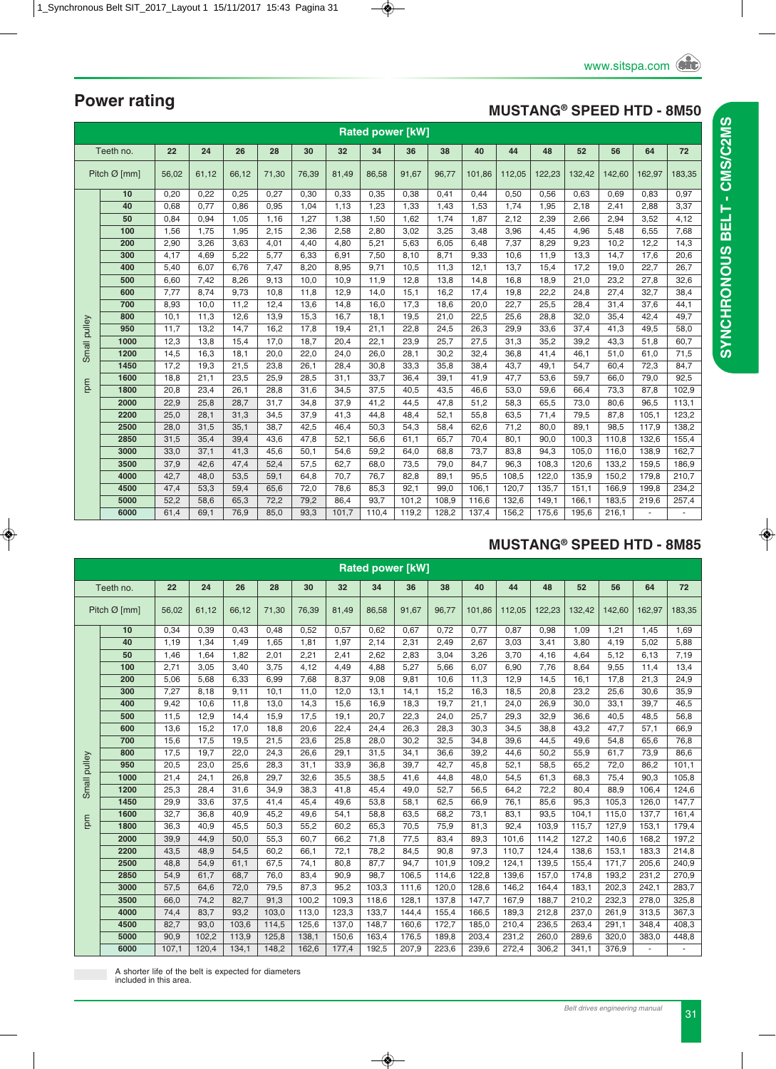# Power rating

## MUSTANG® SPEED HTD - 8M50

| Rated power [kW] | | | | | | | | | | | | | | | | |
|---|---|---|---|---|---|---|---|---|---|---|---|---|---|---|---|---|
| Teeth no. | 22 | 24 | 26 | 28 | 30 | 32 | 34 | 36 | 38 | 40 | 44 | 48 | 52 | 56 | 64 | 72 |
| Pitch Ø [mm] | 56,02 | 61,12 | 66,12 | 71,30 | 76,39 | 81,49 | 86,58 | 91,67 | 96,77 | 101,86 | 112,05 | 122,23 | 132,42 | 142,60 | 162,97 | 183,35 |
| rpm Small pulley 10 | 0,20 | 0,22 | 0,25 | 0,27 | 0,30 | 0,33 | 0,35 | 0,38 | 0,41 | 0,44 | 0,50 | 0,56 | 0,63 | 0,69 | 0,83 | 0,97 |
| 40 | 0,68 | 0,77 | 0,86 | 0,95 | 1,04 | 1,13 | 1,23 | 1,33 | 1,43 | 1,53 | 1,74 | 1,95 | 2,18 | 2,41 | 2,88 | 3,37 |
| 50 | 0,84 | 0,94 | 1,05 | 1,16 | 1,27 | 1,38 | 1,50 | 1,62 | 1,74 | 1,87 | 2,12 | 2,39 | 2,66 | 2,94 | 3,52 | 4,12 |
| 100 | 1,56 | 1,75 | 1,95 | 2,15 | 2,36 | 2,58 | 2,80 | 3,02 | 3,25 | 3,48 | 3,96 | 4,45 | 4,96 | 5,48 | 6,55 | 7,68 |
| 200 | 2,90 | 3,26 | 3,63 | 4,01 | 4,40 | 4,80 | 5,21 | 5,63 | 6,05 | 6,48 | 7,37 | 8,29 | 9,23 | 10,2 | 12,2 | 14,3 |
| 300 | 4,17 | 4,69 | 5,22 | 5,77 | 6,33 | 6,91 | 7,50 | 8,10 | 8,71 | 9,33 | 10,6 | 11,9 | 13,3 | 14,7 | 17,6 | 20,6 |
| 400 | 5,40 | 6,07 | 6,76 | 7,47 | 8,20 | 8,95 | 9,71 | 10,5 | 11,3 | 12,1 | 13,7 | 15,4 | 17,2 | 19,0 | 22,7 | 26,7 |
| 500 | 6,60 | 7,42 | 8,26 | 9,13 | 10,0 | 10,9 | 11,9 | 12,8 | 13,8 | 14,8 | 16,8 | 18,9 | 21,0 | 23,2 | 27,8 | 32,6 |
| 600 | 7,77 | 8,74 | 9,73 | 10,8 | 11,8 | 12,9 | 14,0 | 15,1 | 16,2 | 17,4 | 19,8 | 22,2 | 24,8 | 27,4 | 32,7 | 38,4 |
| 700 | 8,93 | 10,0 | 11,2 | 12,4 | 13,6 | 14,8 | 16,0 | 17,3 | 18,6 | 20,0 | 22,7 | 25,5 | 28,4 | 31,4 | 37,6 | 44,1 |
| 800 | 10,1 | 11,3 | 12,6 | 13,9 | 15,3 | 16,7 | 18,1 | 19,5 | 21,0 | 22,5 | 25,6 | 28,8 | 32,0 | 35,4 | 42,4 | 49,7 |
| 950 | 11,7 | 13,2 | 14,7 | 16,2 | 17,8 | 19,4 | 21,1 | 22,8 | 24,5 | 26,3 | 29,9 | 33,6 | 37,4 | 41,3 | 49,5 | 58,0 |
| 1000 | 12,3 | 13,8 | 15,4 | 17,0 | 18,7 | 20,4 | 22,1 | 23,9 | 25,7 | 27,5 | 31,3 | 35,2 | 39,2 | 43,3 | 51,8 | 60,7 |
| 1200 | 14,5 | 16,3 | 18,1 | 20,0 | 22,0 | 24,0 | 26,0 | 28,1 | 30,2 | 32,4 | 36,8 | 41,4 | 46,1 | 51,0 | 61,0 | 71,5 |
| 1450 | 17,2 | 19,3 | 21,5 | 23,8 | 26,1 | 28,4 | 30,8 | 33,3 | 35,8 | 38,4 | 43,7 | 49,1 | 54,7 | 60,4 | 72,3 | 84,7 |
| 1600 | 18,8 | 21,1 | 23,5 | 25,9 | 28,5 | 31,1 | 33,7 | 36,4 | 39,1 | 41,9 | 47,7 | 53,6 | 59,7 | 66,0 | 79,0 | 92,5 |
| 1800 | 20,8 | 23,4 | 26,1 | 28,8 | 31,6 | 34,5 | 37,5 | 40,5 | 43,5 | 46,6 | 53,0 | 59,6 | 66,4 | 73,3 | 87,8 | 102,9 |
| 2000 | 22,9 | 25,8 | 28,7 | 31,7 | 34,8 | 37,9 | 41,2 | 44,5 | 47,8 | 51,2 | 58,3 | 65,5 | 73,0 | 80,6 | 96,5 | 113,1 |
| 2200 | 25,0 | 28,1 | 31,3 | 34,5 | 37,9 | 41,3 | 44,8 | 48,4 | 52,1 | 55,8 | 63,5 | 71,4 | 79,5 | 87,8 | 105,1 | 123,2 |
| 2500 | 28,0 | 31,5 | 35,1 | 38,7 | 42,5 | 46,4 | 50,3 | 54,3 | 58,4 | 62,6 | 71,2 | 80,0 | 89,1 | 98,5 | 117,9 | 138,2 |
| 2850 | 31,5 | 35,4 | 39,4 | 43,6 | 47,8 | 52,1 | 56,6 | 61,1 | 65,7 | 70,4 | 80,1 | 90,0 | 100,3 | 110,8 | 132,6 | 155,4 |
| 3000 | 33,0 | 37,1 | 41,3 | 45,6 | 50,1 | 54,6 | 59,2 | 64,0 | 68,8 | 73,7 | 83,8 | 94,3 | 105,0 | 116,0 | 138,9 | 162,7 |
| 3500 | 37,9 | 42,6 | 47,4 | 52,4 | 57,5 | 62,7 | 68,0 | 73,5 | 79,0 | 84,7 | 96,3 | 108,3 | 120,6 | 133,2 | 159,5 | 186,9 |
| 4000 | 42,7 | 48,0 | 53,5 | 59,1 | 64,8 | 70,7 | 76,7 | 82,8 | 89,1 | 95,5 | 108,5 | 122,0 | 135,9 | 150,2 | 179,8 | 210,7 |
| 4500 | 47,4 | 53,3 | 59,4 | 65,6 | 72,0 | 78,6 | 85,3 | 92,1 | 99,0 | 106,1 | 120,7 | 135,7 | 151,1 | 166,9 | 199,8 | 234,2 |
| 5000 | 52,2 | 58,6 | 65,3 | 72,2 | 79,2 | 86,4 | 93,7 | 101,2 | 108,9 | 116,6 | 132,6 | 149,1 | 166,1 | 183,5 | 219,6 | 257,4 |
| 6000 | 61,4 | 69,1 | 76,9 | 85,0 | 93,3 | 101,7 | 110,4 | 119,2 | 128,2 | 137,4 | 156,2 | 175,6 | 195,6 | 216,1 | - | - |

## MUSTANG® SPEED HTD - 8M85

| Rated power [kW] | | | | | | | | | | | | | | | | |
|---|---|---|---|---|---|---|---|---|---|---|---|---|---|---|---|---|
| Teeth no. | 22 | 24 | 26 | 28 | 30 | 32 | 34 | 36 | 38 | 40 | 44 | 48 | 52 | 56 | 64 | 72 |
| Pitch Ø [mm] | 56,02 | 61,12 | 66,12 | 71,30 | 76,39 | 81,49 | 86,58 | 91,67 | 96,77 | 101,86 | 112,05 | 122,23 | 132,42 | 142,60 | 162,97 | 183,35 |
| rpm Small pulley 10 | 0,34 | 0,39 | 0,43 | 0,48 | 0,52 | 0,57 | 0,62 | 0,67 | 0,72 | 0,77 | 0,87 | 0,98 | 1,09 | 1,21 | 1,45 | 1,69 |
| 40 | 1,19 | 1,34 | 1,49 | 1,65 | 1,81 | 1,97 | 2,14 | 2,31 | 2,49 | 2,67 | 3,03 | 3,41 | 3,80 | 4,19 | 5,02 | 5,88 |
| 50 | 1,46 | 1,64 | 1,82 | 2,01 | 2,21 | 2,41 | 2,62 | 2,83 | 3,04 | 3,26 | 3,70 | 4,16 | 4,64 | 5,12 | 6,13 | 7,19 |
| 100 | 2,71 | 3,05 | 3,40 | 3,75 | 4,12 | 4,49 | 4,88 | 5,27 | 5,66 | 6,07 | 6,90 | 7,76 | 8,64 | 9,55 | 11,4 | 13,4 |
| 200 | 5,06 | 5,68 | 6,33 | 6,99 | 7,68 | 8,37 | 9,08 | 9,81 | 10,6 | 11,3 | 12,9 | 14,5 | 16,1 | 17,8 | 21,3 | 24,9 |
| 300 | 7,27 | 8,18 | 9,11 | 10,1 | 11,0 | 12,0 | 13,1 | 14,1 | 15,2 | 16,3 | 18,5 | 20,8 | 23,2 | 25,6 | 30,6 | 35,9 |
| 400 | 9,42 | 10,6 | 11,8 | 13,0 | 14,3 | 15,6 | 16,9 | 18,3 | 19,7 | 21,1 | 24,0 | 26,9 | 30,0 | 33,1 | 39,7 | 46,5 |
| 500 | 11,5 | 12,9 | 14,4 | 15,9 | 17,5 | 19,1 | 20,7 | 22,3 | 24,0 | 25,7 | 29,3 | 32,9 | 36,6 | 40,5 | 48,5 | 56,8 |
| 600 | 13,6 | 15,2 | 17,0 | 18,8 | 20,6 | 22,4 | 24,4 | 26,3 | 28,3 | 30,3 | 34,5 | 38,8 | 43,2 | 47,7 | 57,1 | 66,9 |
| 700 | 15,6 | 17,5 | 19,5 | 21,5 | 23,6 | 25,8 | 28,0 | 30,2 | 32,5 | 34,8 | 39,6 | 44,5 | 49,6 | 54,8 | 65,6 | 76,8 |
| 800 | 17,5 | 19,7 | 22,0 | 24,3 | 26,6 | 29,1 | 31,5 | 34,1 | 36,6 | 39,2 | 44,6 | 50,2 | 55,9 | 61,7 | 73,9 | 86,6 |
| 950 | 20,5 | 23,0 | 25,6 | 28,3 | 31,1 | 33,9 | 36,8 | 39,7 | 42,7 | 45,8 | 52,1 | 58,5 | 65,2 | 72,0 | 86,2 | 101,1 |
| 1000 | 21,4 | 24,1 | 26,8 | 29,7 | 32,6 | 35,5 | 38,5 | 41,6 | 44,8 | 48,0 | 54,5 | 61,3 | 68,3 | 75,4 | 90,3 | 105,8 |
| 1200 | 25,3 | 28,4 | 31,6 | 34,9 | 38,3 | 41,8 | 45,4 | 49,0 | 52,7 | 56,5 | 64,2 | 72,2 | 80,4 | 88,9 | 106,4 | 124,6 |
| 1450 | 29,9 | 33,6 | 37,5 | 41,4 | 45,4 | 49,6 | 53,8 | 58,1 | 62,5 | 66,9 | 76,1 | 85,6 | 95,3 | 105,3 | 126,0 | 147,7 |
| 1600 | 32,7 | 36,8 | 40,9 | 45,2 | 49,6 | 54,1 | 58,8 | 63,5 | 68,2 | 73,1 | 83,1 | 93,5 | 104,1 | 115,0 | 137,7 | 161,4 |
| 1800 | 36,3 | 40,9 | 45,5 | 50,3 | 55,2 | 60,2 | 65,3 | 70,5 | 75,9 | 81,3 | 92,4 | 103,9 | 115,7 | 127,9 | 153,1 | 179,4 |
| 2000 | 39,9 | 44,9 | 50,0 | 55,3 | 60,7 | 66,2 | 71,8 | 77,5 | 83,4 | 89,3 | 101,6 | 114,2 | 127,2 | 140,6 | 168,2 | 197,2 |
| 2200 | 43,5 | 48,9 | 54,5 | 60,2 | 66,1 | 72,1 | 78,2 | 84,5 | 90,8 | 97,3 | 110,7 | 124,4 | 138,6 | 153,1 | 183,3 | 214,8 |
| 2500 | 48,8 | 54,9 | 61,1 | 67,5 | 74,1 | 80,8 | 87,7 | 94,7 | 101,9 | 109,2 | 124,1 | 139,5 | 155,4 | 171,7 | 205,6 | 240,9 |
| 2850 | 54,9 | 61,7 | 68,7 | 76,0 | 83,4 | 90,9 | 98,7 | 106,5 | 114,6 | 122,8 | 139,6 | 157,0 | 174,8 | 193,2 | 231,2 | 270,9 |
| 3000 | 57,5 | 64,6 | 72,0 | 79,5 | 87,3 | 95,2 | 103,3 | 111,6 | 120,0 | 128,6 | 146,2 | 164,4 | 183,1 | 202,3 | 242,1 | 283,7 |
| 3500 | 66,0 | 74,2 | 82,7 | 91,3 | 100,2 | 109,3 | 118,6 | 128,1 | 137,8 | 147,7 | 167,9 | 188,7 | 210,2 | 232,3 | 278,0 | 325,8 |
| 4000 | 74,4 | 83,7 | 93,2 | 103,0 | 113,0 | 123,3 | 133,7 | 144,4 | 155,4 | 166,5 | 189,3 | 212,8 | 237,0 | 261,9 | 313,5 | 367,3 |
| 4500 | 82,7 | 93,0 | 103,6 | 114,5 | 125,6 | 137,0 | 148,7 | 160,6 | 172,7 | 185,0 | 210,4 | 236,5 | 263,4 | 291,1 | 348,4 | 408,3 |
| 5000 | 90,9 | 102,2 | 113,9 | 125,8 | 138,1 | 150,6 | 163,4 | 176,5 | 189,8 | 203,4 | 231,2 | 260,0 | 289,6 | 320,0 | 383,0 | 448,8 |
| 6000 | 107,1 | 120,4 | 134,1 | 148,2 | 162,6 | 177,4 | 192,5 | 207,9 | 223,6 | 239,6 | 272,4 | 306,2 | 341,1 | 376,9 | - | - |

A shorter life of the belt is expected for diameters included in this area.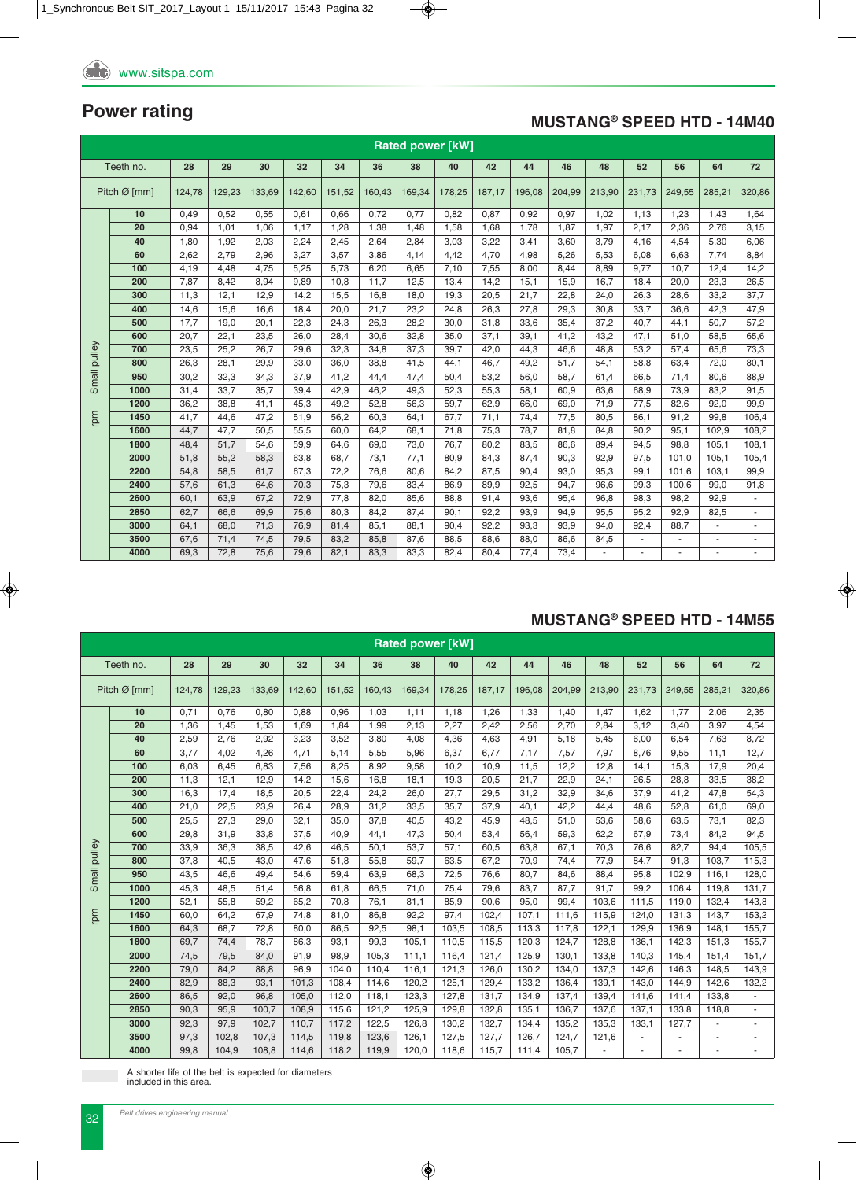## Power rating

### MUSTANG® SPEED HTD - 14M40

| Rated power [kW] | | | | | | | | | | | | | | | | |
|---|---|---|---|---|---|---|---|---|---|---|---|---|---|---|---|---|
| Teeth no. | 28 | 29 | 30 | 32 | 34 | 36 | 38 | 40 | 42 | 44 | 46 | 48 | 52 | 56 | 64 | 72 |
| Pitch Ø [mm] | 124,78 | 129,23 | 133,69 | 142,60 | 151,52 | 160,43 | 169,34 | 178,25 | 187,17 | 196,08 | 204,99 | 213,90 | 231,73 | 249,55 | 285,21 | 320,86 |
| **Small pulley rpm** | | | | | | | | | | | | | | | | |
| 10 | 0,49 | 0,52 | 0,55 | 0,61 | 0,66 | 0,72 | 0,77 | 0,82 | 0,87 | 0,92 | 0,97 | 1,02 | 1,13 | 1,23 | 1,43 | 1,64 |
| 20 | 0,94 | 1,01 | 1,06 | 1,17 | 1,28 | 1,38 | 1,48 | 1,58 | 1,68 | 1,78 | 1,87 | 1,97 | 2,17 | 2,36 | 2,76 | 3,15 |
| 40 | 1,80 | 1,92 | 2,03 | 2,24 | 2,45 | 2,64 | 2,84 | 3,03 | 3,22 | 3,41 | 3,60 | 3,79 | 4,16 | 4,54 | 5,30 | 6,06 |
| 60 | 2,62 | 2,79 | 2,96 | 3,27 | 3,57 | 3,86 | 4,14 | 4,42 | 4,70 | 4,98 | 5,26 | 5,53 | 6,08 | 6,63 | 7,74 | 8,84 |
| 100 | 4,19 | 4,48 | 4,75 | 5,25 | 5,73 | 6,20 | 6,65 | 7,10 | 7,55 | 8,00 | 8,44 | 8,89 | 9,77 | 10,7 | 12,4 | 14,2 |
| 200 | 7,87 | 8,42 | 8,94 | 9,89 | 10,8 | 11,7 | 12,5 | 13,4 | 14,2 | 15,1 | 15,9 | 16,7 | 18,4 | 20,0 | 23,3 | 26,5 |
| 300 | 11,3 | 12,1 | 12,9 | 14,2 | 15,5 | 16,8 | 18,0 | 19,3 | 20,5 | 21,7 | 22,8 | 24,0 | 26,3 | 28,6 | 33,2 | 37,7 |
| 400 | 14,6 | 15,6 | 16,6 | 18,4 | 20,0 | 21,7 | 23,2 | 24,8 | 26,3 | 27,8 | 29,3 | 30,8 | 33,7 | 36,6 | 42,3 | 47,9 |
| 500 | 17,7 | 19,0 | 20,1 | 22,3 | 24,3 | 26,3 | 28,2 | 30,0 | 31,8 | 33,6 | 35,4 | 37,2 | 40,7 | 44,1 | 50,7 | 57,2 |
| 600 | 20,7 | 22,1 | 23,5 | 26,0 | 28,4 | 30,6 | 32,8 | 35,0 | 37,1 | 39,1 | 41,2 | 43,2 | 47,1 | 51,0 | 58,5 | 65,6 |
| 700 | 23,5 | 25,2 | 26,7 | 29,6 | 32,3 | 34,8 | 37,3 | 39,7 | 42,0 | 44,3 | 46,6 | 48,8 | 53,2 | 57,4 | 65,6 | 73,3 |
| 800 | 26,3 | 28,1 | 29,9 | 33,0 | 36,0 | 38,8 | 41,5 | 44,1 | 46,7 | 49,2 | 51,7 | 54,1 | 58,8 | 63,4 | 72,0 | 80,1 |
| 950 | 30,2 | 32,3 | 34,3 | 37,9 | 41,2 | 44,4 | 47,4 | 50,4 | 53,2 | 56,0 | 58,7 | 61,4 | 66,5 | 71,4 | 80,6 | 88,9 |
| 1000 | 31,4 | 33,7 | 35,7 | 39,4 | 42,9 | 46,2 | 49,3 | 52,3 | 55,3 | 58,1 | 60,9 | 63,6 | 68,9 | 73,9 | 83,2 | 91,5 |
| 1200 | 36,2 | 38,8 | 41,1 | 45,3 | 49,2 | 52,8 | 56,3 | 59,7 | 62,9 | 66,0 | 69,0 | 71,9 | 77,5 | 82,6 | 92,0 | 99,9 |
| 1450 | 41,7 | 44,6 | 47,2 | 51,9 | 56,2 | 60,3 | 64,1 | 67,7 | 71,1 | 74,4 | 77,5 | 80,5 | 86,1 | 91,2 | 99,8 | 106,4 |
| 1600 | 44,7 | 47,7 | 50,5 | 55,5 | 60,0 | 64,2 | 68,1 | 71,8 | 75,3 | 78,7 | 81,8 | 84,8 | 90,2 | 95,1 | 102,9 | 108,2 |
| 1800 | 48,4 | 51,7 | 54,6 | 59,9 | 64,6 | 69,0 | 73,0 | 76,7 | 80,2 | 83,5 | 86,6 | 89,4 | 94,5 | 98,8 | 105,1 | 108,1 |
| 2000 | 51,8 | 55,2 | 58,3 | 63,8 | 68,7 | 73,1 | 77,1 | 80,9 | 84,3 | 87,4 | 90,3 | 92,9 | 97,5 | 101,0 | 105,1 | 105,4 |
| 2200 | 54,8 | 58,5 | 61,7 | 67,3 | 72,2 | 76,6 | 80,6 | 84,2 | 87,5 | 90,4 | 93,0 | 95,3 | 99,1 | 101,6 | 103,1 | 99,9 |
| 2400 | 57,6 | 61,3 | 64,6 | 70,3 | 75,3 | 79,6 | 83,4 | 86,9 | 89,9 | 92,5 | 94,7 | 96,6 | 99,3 | 100,6 | 99,0 | 91,8 |
| 2600 | 60,1 | 63,9 | 67,2 | 72,9 | 77,8 | 82,0 | 85,6 | 88,8 | 91,4 | 93,6 | 95,4 | 96,8 | 98,3 | 98,2 | 92,9 | - |
| 2850 | 62,7 | 66,6 | 69,9 | 75,6 | 80,3 | 84,2 | 87,4 | 90,1 | 92,2 | 93,9 | 94,9 | 95,5 | 95,2 | 92,9 | 82,5 | - |
| 3000 | 64,1 | 68,0 | 71,3 | 76,9 | 81,4 | 85,1 | 88,1 | 90,4 | 92,2 | 93,3 | 93,9 | 94,0 | 92,4 | 88,7 | - | - |
| 3500 | 67,6 | 71,4 | 74,5 | 79,5 | 83,2 | 85,8 | 87,6 | 88,5 | 88,6 | 88,0 | 86,6 | 84,5 | - | - | - | - |
| 4000 | 69,3 | 72,8 | 75,6 | 79,6 | 82,1 | 83,3 | 83,3 | 82,4 | 80,4 | 77,4 | 73,4 | - | - | - | - | - |

### MUSTANG® SPEED HTD - 14M55

| Rated power [kW] | | | | | | | | | | | | | | | | |
|---|---|---|---|---|---|---|---|---|---|---|---|---|---|---|---|---|
| Teeth no. | 28 | 29 | 30 | 32 | 34 | 36 | 38 | 40 | 42 | 44 | 46 | 48 | 52 | 56 | 64 | 72 |
| Pitch Ø [mm] | 124,78 | 129,23 | 133,69 | 142,60 | 151,52 | 160,43 | 169,34 | 178,25 | 187,17 | 196,08 | 204,99 | 213,90 | 231,73 | 249,55 | 285,21 | 320,86 |
| **Small pulley rpm** | | | | | | | | | | | | | | | | |
| 10 | 0,71 | 0,76 | 0,80 | 0,88 | 0,96 | 1,03 | 1,11 | 1,18 | 1,26 | 1,33 | 1,40 | 1,47 | 1,62 | 1,77 | 2,06 | 2,35 |
| 20 | 1,36 | 1,45 | 1,53 | 1,69 | 1,84 | 1,99 | 2,13 | 2,27 | 2,42 | 2,56 | 2,70 | 2,84 | 3,12 | 3,40 | 3,97 | 4,54 |
| 40 | 2,59 | 2,76 | 2,92 | 3,23 | 3,52 | 3,80 | 4,08 | 4,36 | 4,63 | 4,91 | 5,18 | 5,45 | 6,00 | 6,54 | 7,63 | 8,72 |
| 60 | 3,77 | 4,02 | 4,26 | 4,71 | 5,14 | 5,55 | 5,96 | 6,37 | 6,77 | 7,17 | 7,57 | 7,97 | 8,76 | 9,55 | 11,1 | 12,7 |
| 100 | 6,03 | 6,45 | 6,83 | 7,56 | 8,25 | 8,92 | 9,58 | 10,2 | 10,9 | 11,5 | 12,2 | 12,8 | 14,1 | 15,3 | 17,9 | 20,4 |
| 200 | 11,3 | 12,1 | 12,9 | 14,2 | 15,6 | 16,8 | 18,1 | 19,3 | 20,5 | 21,7 | 22,9 | 24,1 | 26,5 | 28,8 | 33,5 | 38,2 |
| 300 | 16,3 | 17,4 | 18,5 | 20,5 | 22,4 | 24,2 | 26,0 | 27,7 | 29,5 | 31,2 | 32,9 | 34,6 | 37,9 | 41,2 | 47,8 | 54,3 |
| 400 | 21,0 | 22,5 | 23,9 | 26,4 | 28,9 | 31,2 | 33,5 | 35,7 | 37,9 | 40,1 | 42,2 | 44,4 | 48,6 | 52,8 | 61,0 | 69,0 |
| 500 | 25,5 | 27,3 | 29,0 | 32,1 | 35,0 | 37,8 | 40,5 | 43,2 | 45,9 | 48,5 | 51,0 | 53,6 | 58,6 | 63,5 | 73,1 | 82,3 |
| 600 | 29,8 | 31,9 | 33,8 | 37,5 | 40,9 | 44,1 | 47,3 | 50,4 | 53,4 | 56,4 | 59,3 | 62,2 | 67,9 | 73,4 | 84,2 | 94,5 |
| 700 | 33,9 | 36,3 | 38,5 | 42,6 | 46,5 | 50,1 | 53,7 | 57,1 | 60,5 | 63,8 | 67,1 | 70,3 | 76,6 | 82,7 | 94,4 | 105,5 |
| 800 | 37,8 | 40,5 | 43,0 | 47,6 | 51,8 | 55,8 | 59,7 | 63,5 | 67,2 | 70,9 | 74,4 | 77,9 | 84,7 | 91,3 | 103,7 | 115,3 |
| 950 | 43,5 | 46,6 | 49,4 | 54,6 | 59,4 | 63,9 | 68,3 | 72,5 | 76,6 | 80,7 | 84,6 | 88,4 | 95,8 | 102,9 | 116,1 | 128,0 |
| 1000 | 45,3 | 48,5 | 51,4 | 56,8 | 61,8 | 66,5 | 71,0 | 75,4 | 79,6 | 83,7 | 87,7 | 91,7 | 99,2 | 106,4 | 119,8 | 131,7 |
| 1200 | 52,1 | 55,8 | 59,2 | 65,2 | 70,8 | 76,1 | 81,1 | 85,9 | 90,6 | 95,0 | 99,4 | 103,6 | 111,5 | 119,0 | 132,4 | 143,8 |
| 1450 | 60,0 | 64,2 | 67,9 | 74,8 | 81,0 | 86,8 | 92,2 | 97,4 | 102,4 | 107,1 | 111,6 | 115,9 | 124,0 | 131,3 | 143,7 | 153,2 |
| 1600 | 64,3 | 68,7 | 72,8 | 80,0 | 86,5 | 92,5 | 98,1 | 103,5 | 108,5 | 113,3 | 117,8 | 122,1 | 129,9 | 136,9 | 148,1 | 155,7 |
| 1800 | 69,7 | 74,4 | 78,7 | 86,3 | 93,1 | 99,3 | 105,1 | 110,5 | 115,5 | 120,3 | 124,7 | 128,8 | 136,1 | 142,3 | 151,3 | 155,7 |
| 2000 | 74,5 | 79,5 | 84,0 | 91,9 | 98,9 | 105,3 | 111,1 | 116,4 | 121,4 | 125,9 | 130,1 | 133,8 | 140,3 | 145,4 | 151,4 | 151,7 |
| 2200 | 79,0 | 84,2 | 88,8 | 96,9 | 104,0 | 110,4 | 116,1 | 121,3 | 126,0 | 130,2 | 134,0 | 137,3 | 142,6 | 146,3 | 148,5 | 143,9 |
| 2400 | 82,9 | 88,3 | 93,1 | 101,3 | 108,4 | 114,6 | 120,2 | 125,1 | 129,4 | 133,2 | 136,4 | 139,1 | 143,0 | 144,9 | 142,6 | 132,2 |
| 2600 | 86,5 | 92,0 | 96,8 | 105,0 | 112,0 | 118,1 | 123,3 | 127,8 | 131,7 | 134,9 | 137,4 | 139,4 | 141,6 | 141,4 | 133,8 | - |
| 2850 | 90,3 | 95,9 | 100,7 | 108,9 | 115,6 | 121,2 | 125,9 | 129,8 | 132,8 | 135,1 | 136,7 | 137,6 | 137,1 | 133,8 | 118,8 | - |
| 3000 | 92,3 | 97,9 | 102,7 | 110,7 | 117,2 | 122,5 | 126,8 | 130,2 | 132,7 | 134,4 | 135,2 | 135,3 | 133,1 | 127,7 | - | - |
| 3500 | 97,3 | 102,8 | 107,3 | 114,5 | 119,8 | 123,6 | 126,1 | 127,5 | 127,7 | 126,7 | 124,7 | 121,6 | - | - | - | - |
| 4000 | 99,8 | 104,9 | 108,8 | 114,6 | 118,2 | 119,9 | 120,0 | 118,6 | 115,7 | 111,4 | 105,7 | - | - | - | - | - |

A shorter life of the belt is expected for diameters included in this area.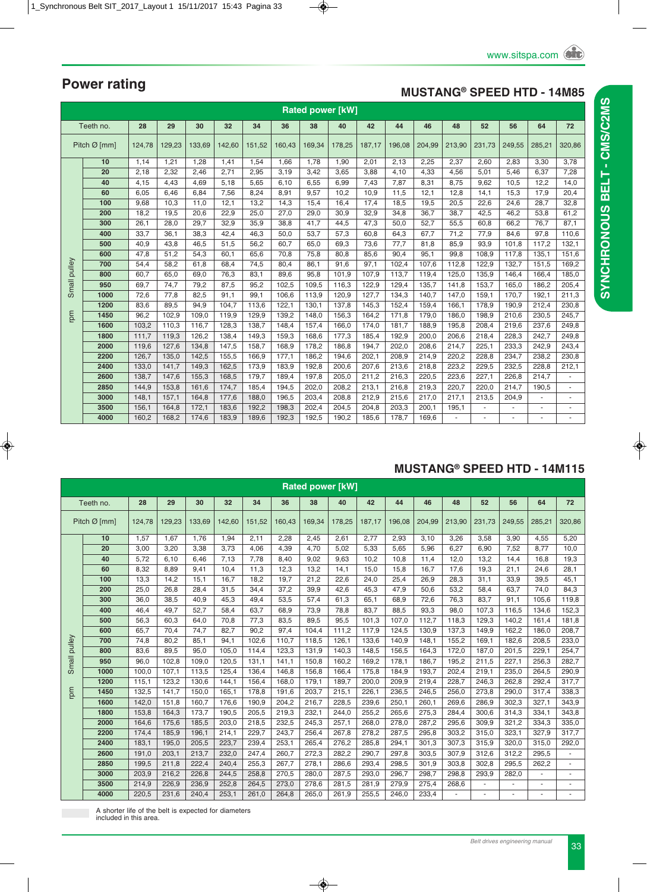## Power rating

### MUSTANG® SPEED HTD - 14M85

| | Rated power [kW] | | | | | | | | | | | | | | | |
|---|---|---|---|---|---|---|---|---|---|---|---|---|---|---|---|---|
| Teeth no. | 28 | 29 | 30 | 32 | 34 | 36 | 38 | 40 | 42 | 44 | 46 | 48 | 52 | 56 | 64 | 72 |
| Pitch Ø [mm] | 124,78 | 129,23 | 133,69 | 142,60 | 151,52 | 160,43 | 169,34 | 178,25 | 187,17 | 196,08 | 204,99 | 213,90 | 231,73 | 249,55 | 285,21 | 320,86 |
| **Small pulley rpm** | | | | | | | | | | | | | | | | |
| 10 | 1,14 | 1,21 | 1,28 | 1,41 | 1,54 | 1,66 | 1,78 | 1,90 | 2,01 | 2,13 | 2,25 | 2,37 | 2,60 | 2,83 | 3,30 | 3,78 |
| 20 | 2,18 | 2,32 | 2,46 | 2,71 | 2,95 | 3,19 | 3,42 | 3,65 | 3,88 | 4,10 | 4,33 | 4,56 | 5,01 | 5,46 | 6,37 | 7,28 |
| 40 | 4,15 | 4,43 | 4,69 | 5,18 | 5,65 | 6,10 | 6,55 | 6,99 | 7,43 | 7,87 | 8,31 | 8,75 | 9,62 | 10,5 | 12,2 | 14,0 |
| 60 | 6,05 | 6,46 | 6,84 | 7,56 | 8,24 | 8,91 | 9,57 | 10,2 | 10,9 | 11,5 | 12,1 | 12,8 | 14,1 | 15,3 | 17,9 | 20,4 |
| 100 | 9,68 | 10,3 | 11,0 | 12,1 | 13,2 | 14,3 | 15,4 | 16,4 | 17,4 | 18,5 | 19,5 | 20,5 | 22,6 | 24,6 | 28,7 | 32,8 |
| 200 | 18,2 | 19,5 | 20,6 | 22,9 | 25,0 | 27,0 | 29,0 | 30,9 | 32,9 | 34,8 | 36,7 | 38,7 | 42,5 | 46,2 | 53,8 | 61,2 |
| 300 | 26,1 | 28,0 | 29,7 | 32,9 | 35,9 | 38,8 | 41,7 | 44,5 | 47,3 | 50,0 | 52,7 | 55,5 | 60,8 | 66,2 | 76,7 | 87,1 |
| 400 | 33,7 | 36,1 | 38,3 | 42,4 | 46,3 | 50,0 | 53,7 | 57,3 | 60,8 | 64,3 | 67,7 | 71,2 | 77,9 | 84,6 | 97,8 | 110,6 |
| 500 | 40,9 | 43,8 | 46,5 | 51,5 | 56,2 | 60,7 | 65,0 | 69,3 | 73,6 | 77,7 | 81,8 | 85,9 | 93,9 | 101,8 | 117,2 | 132,1 |
| 600 | 47,8 | 51,2 | 54,3 | 60,1 | 65,6 | 70,8 | 75,8 | 80,8 | 85,6 | 90,4 | 95,1 | 99,8 | 108,9 | 117,8 | 135,1 | 151,6 |
| 700 | 54,4 | 58,2 | 61,8 | 68,4 | 74,5 | 80,4 | 86,1 | 91,6 | 97,1 | 102,4 | 107,6 | 112,8 | 122,9 | 132,7 | 151,5 | 169,2 |
| 800 | 60,7 | 65,0 | 69,0 | 76,3 | 83,1 | 89,6 | 95,8 | 101,9 | 107,9 | 113,7 | 119,4 | 125,0 | 135,9 | 146,4 | 166,4 | 185,0 |
| 950 | 69,7 | 74,7 | 79,2 | 87,5 | 95,2 | 102,5 | 109,5 | 116,3 | 122,9 | 129,4 | 135,7 | 141,8 | 153,7 | 165,0 | 186,2 | 205,4 |
| 1000 | 72,6 | 77,8 | 82,5 | 91,1 | 99,1 | 106,6 | 113,9 | 120,9 | 127,7 | 134,3 | 140,7 | 147,0 | 159,1 | 170,7 | 192,1 | 211,3 |
| 1200 | 83,6 | 89,5 | 94,9 | 104,7 | 113,6 | 122,1 | 130,1 | 137,8 | 145,3 | 152,4 | 159,4 | 166,1 | 178,9 | 190,9 | 212,4 | 230,8 |
| 1450 | 96,2 | 102,9 | 109,0 | 119,9 | 129,9 | 139,2 | 148,0 | 156,3 | 164,2 | 171,8 | 179,0 | 186,0 | 198,9 | 210,6 | 230,5 | 245,7 |
| 1600 | 103,2 | 110,3 | 116,7 | 128,3 | 138,7 | 148,4 | 157,4 | 166,0 | 174,0 | 181,7 | 188,9 | 195,8 | 208,4 | 219,6 | 237,6 | 249,8 |
| 1800 | 111,7 | 119,3 | 126,2 | 138,4 | 149,3 | 159,3 | 168,6 | 177,3 | 185,4 | 192,9 | 200,0 | 206,6 | 218,4 | 228,3 | 242,7 | 249,8 |
| 2000 | 119,6 | 127,6 | 134,8 | 147,5 | 158,7 | 168,9 | 178,2 | 186,8 | 194,7 | 202,0 | 208,6 | 214,7 | 225,1 | 233,3 | 242,9 | 243,4 |
| 2200 | 126,7 | 135,0 | 142,5 | 155,5 | 166,9 | 177,1 | 186,2 | 194,6 | 202,1 | 208,9 | 214,9 | 220,2 | 228,8 | 234,7 | 238,2 | 230,8 |
| 2400 | 133,0 | 141,7 | 149,3 | 162,5 | 173,9 | 183,9 | 192,8 | 200,6 | 207,6 | 213,6 | 218,8 | 223,2 | 229,5 | 232,5 | 228,8 | 212,1 |
| 2600 | 138,7 | 147,6 | 155,3 | 168,5 | 179,7 | 189,4 | 197,8 | 205,0 | 211,2 | 216,3 | 220,5 | 223,6 | 227,1 | 226,8 | 214,7 | - |
| 2850 | 144,9 | 153,8 | 161,6 | 174,7 | 185,4 | 194,5 | 202,0 | 208,2 | 213,1 | 216,8 | 219,3 | 220,7 | 220,0 | 214,7 | 190,5 | - |
| 3000 | 148,1 | 157,1 | 164,8 | 177,6 | 188,0 | 196,5 | 203,4 | 208,8 | 212,9 | 215,6 | 217,0 | 217,1 | 213,5 | 204,9 | - | - |
| 3500 | 156,1 | 164,8 | 172,1 | 183,6 | 192,2 | 198,3 | 202,4 | 204,5 | 204,8 | 203,3 | 200,1 | 195,1 | - | - | - | - |
| 4000 | 160,2 | 168,2 | 174,6 | 183,9 | 189,6 | 192,3 | 192,5 | 190,2 | 185,6 | 178,7 | 169,6 | - | - | - | - | - |

### MUSTANG® SPEED HTD - 14M115

| | Rated power [kW] | | | | | | | | | | | | | | | |
|---|---|---|---|---|---|---|---|---|---|---|---|---|---|---|---|---|
| Teeth no. | 28 | 29 | 30 | 32 | 34 | 36 | 38 | 40 | 42 | 44 | 46 | 48 | 52 | 56 | 64 | 72 |
| Pitch Ø [mm] | 124,78 | 129,23 | 133,69 | 142,60 | 151,52 | 160,43 | 169,34 | 178,25 | 187,17 | 196,08 | 204,99 | 213,90 | 231,73 | 249,55 | 285,21 | 320,86 |
| **Small pulley rpm** | | | | | | | | | | | | | | | | |
| 10 | 1,57 | 1,67 | 1,76 | 1,94 | 2,11 | 2,28 | 2,45 | 2,61 | 2,77 | 2,93 | 3,10 | 3,26 | 3,58 | 3,90 | 4,55 | 5,20 |
| 20 | 3,00 | 3,20 | 3,38 | 3,73 | 4,06 | 4,39 | 4,70 | 5,02 | 5,33 | 5,65 | 5,96 | 6,27 | 6,90 | 7,52 | 8,77 | 10,0 |
| 40 | 5,72 | 6,10 | 6,46 | 7,13 | 7,78 | 8,40 | 9,02 | 9,63 | 10,2 | 10,8 | 11,4 | 12,0 | 13,2 | 14,4 | 16,8 | 19,3 |
| 60 | 8,32 | 8,89 | 9,41 | 10,4 | 11,3 | 12,3 | 13,2 | 14,1 | 15,0 | 15,8 | 16,7 | 17,6 | 19,3 | 21,1 | 24,6 | 28,1 |
| 100 | 13,3 | 14,2 | 15,1 | 16,7 | 18,2 | 19,7 | 21,2 | 22,6 | 24,0 | 25,4 | 26,9 | 28,3 | 31,1 | 33,9 | 39,5 | 45,1 |
| 200 | 25,0 | 26,8 | 28,4 | 31,5 | 34,4 | 37,2 | 39,9 | 42,6 | 45,3 | 47,9 | 50,6 | 53,2 | 58,4 | 63,7 | 74,0 | 84,3 |
| 300 | 36,0 | 38,5 | 40,9 | 45,3 | 49,4 | 53,5 | 57,4 | 61,3 | 65,1 | 68,9 | 72,6 | 76,3 | 83,7 | 91,1 | 105,6 | 119,8 |
| 400 | 46,4 | 49,7 | 52,7 | 58,4 | 63,7 | 68,9 | 73,9 | 78,8 | 83,7 | 88,5 | 93,3 | 98,0 | 107,3 | 116,5 | 134,6 | 152,3 |
| 500 | 56,3 | 60,3 | 64,0 | 70,8 | 77,3 | 83,5 | 89,5 | 95,5 | 101,3 | 107,0 | 112,7 | 118,3 | 129,3 | 140,2 | 161,4 | 181,8 |
| 600 | 65,7 | 70,4 | 74,7 | 82,7 | 90,2 | 97,4 | 104,4 | 111,2 | 117,9 | 124,5 | 130,9 | 137,3 | 149,9 | 162,2 | 186,0 | 208,7 |
| 700 | 74,8 | 80,2 | 85,1 | 94,1 | 102,6 | 110,7 | 118,5 | 126,1 | 133,6 | 140,9 | 148,1 | 155,2 | 169,1 | 182,6 | 208,5 | 233,0 |
| 800 | 83,6 | 89,5 | 95,0 | 105,0 | 114,4 | 123,3 | 131,9 | 140,3 | 148,5 | 156,5 | 164,3 | 172,0 | 187,0 | 201,5 | 229,1 | 254,7 |
| 950 | 96,0 | 102,8 | 109,0 | 120,5 | 131,1 | 141,1 | 150,8 | 160,2 | 169,2 | 178,1 | 186,7 | 195,2 | 211,5 | 227,1 | 256,3 | 282,7 |
| 1000 | 100,0 | 107,1 | 113,5 | 125,4 | 136,4 | 146,8 | 156,8 | 166,4 | 175,8 | 184,9 | 193,7 | 202,4 | 219,1 | 235,0 | 264,5 | 290,9 |
| 1200 | 115,1 | 123,2 | 130,6 | 144,1 | 156,4 | 168,0 | 179,1 | 189,7 | 200,0 | 209,9 | 219,4 | 228,7 | 246,3 | 262,8 | 292,4 | 317,7 |
| 1450 | 132,5 | 141,7 | 150,0 | 165,1 | 178,8 | 191,6 | 203,7 | 215,1 | 226,1 | 236,5 | 246,5 | 256,0 | 273,8 | 290,0 | 317,4 | 338,3 |
| 1600 | 142,0 | 151,8 | 160,7 | 176,6 | 190,9 | 204,2 | 216,7 | 228,5 | 239,6 | 250,1 | 260,1 | 269,6 | 286,9 | 302,3 | 327,1 | 343,9 |
| 1800 | 153,8 | 164,3 | 173,7 | 190,5 | 205,5 | 219,3 | 232,1 | 244,0 | 255,2 | 265,6 | 275,3 | 284,4 | 300,6 | 314,3 | 334,1 | 343,8 |
| 2000 | 164,6 | 175,6 | 185,5 | 203,0 | 218,5 | 232,5 | 245,3 | 257,1 | 268,0 | 278,0 | 287,2 | 295,6 | 309,9 | 321,2 | 334,3 | 335,0 |
| 2200 | 174,4 | 185,9 | 196,1 | 214,1 | 229,7 | 243,7 | 256,4 | 267,8 | 278,2 | 287,5 | 295,8 | 303,2 | 315,0 | 323,1 | 327,9 | 317,7 |
| 2400 | 183,1 | 195,0 | 205,5 | 223,7 | 239,4 | 253,1 | 265,4 | 276,2 | 285,8 | 294,1 | 301,3 | 307,3 | 315,9 | 320,0 | 315,0 | 292,0 |
| 2600 | 191,0 | 203,1 | 213,7 | 232,0 | 247,4 | 260,7 | 272,3 | 282,2 | 290,7 | 297,8 | 303,5 | 307,9 | 312,6 | 312,2 | 295,5 | - |
| 2850 | 199,5 | 211,8 | 222,4 | 240,4 | 255,3 | 267,7 | 278,1 | 286,6 | 293,4 | 298,5 | 301,9 | 303,8 | 302,8 | 295,5 | 262,2 | - |
| 3000 | 203,9 | 216,2 | 226,8 | 244,5 | 258,8 | 270,5 | 280,0 | 287,5 | 293,0 | 296,7 | 298,7 | 298,8 | 293,9 | 282,0 | - | - |
| 3500 | 214,9 | 226,9 | 236,9 | 252,8 | 264,5 | 273,0 | 278,6 | 281,5 | 281,9 | 279,9 | 275,4 | 268,6 | - | - | - | - |
| 4000 | 220,5 | 231,6 | 240,4 | 253,1 | 261,0 | 264,8 | 265,0 | 261,9 | 255,5 | 246,0 | 233,4 | - | - | - | - | - |

A shorter life of the belt is expected for diameters included in this area.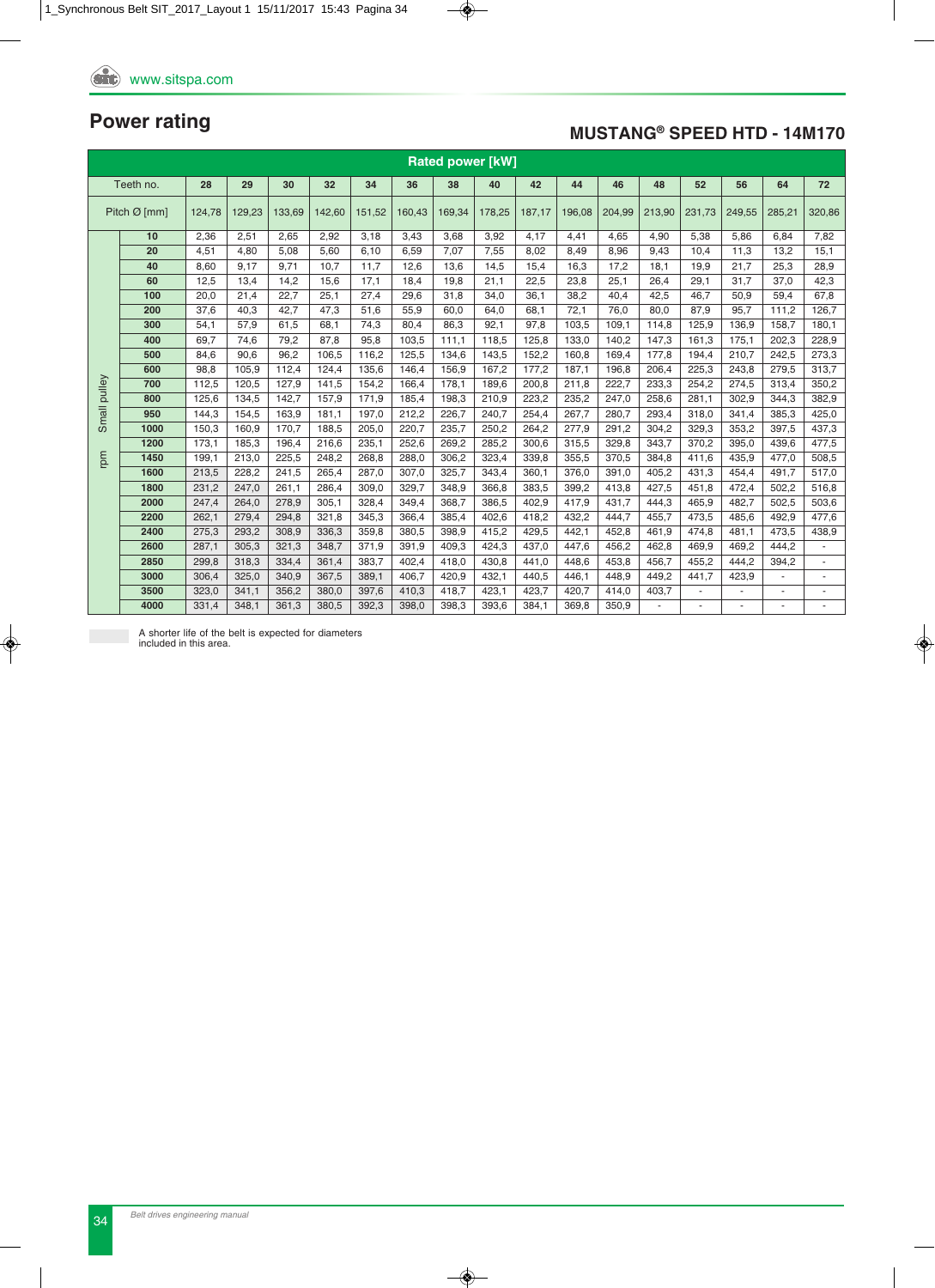## Power rating

## MUSTANG® SPEED HTD - 14M170

| Rated power [kW] | | | | | | | | | | | | | | | | | |
|---|---|---|---|---|---|---|---|---|---|---|---|---|---|---|---|---|---|
| Teeth no. | | 28 | 29 | 30 | 32 | 34 | 36 | 38 | 40 | 42 | 44 | 46 | 48 | 52 | 56 | 64 | 72 |
| Pitch Ø [mm] | | 124,78 | 129,23 | 133,69 | 142,60 | 151,52 | 160,43 | 169,34 | 178,25 | 187,17 | 196,08 | 204,99 | 213,90 | 231,73 | 249,55 | 285,21 | 320,86 |
| rpm Small pulley | 10 | 2,36 | 2,51 | 2,65 | 2,92 | 3,18 | 3,43 | 3,68 | 3,92 | 4,17 | 4,41 | 4,65 | 4,90 | 5,38 | 5,86 | 6,84 | 7,82 |
| | 20 | 4,51 | 4,80 | 5,08 | 5,60 | 6,10 | 6,59 | 7,07 | 7,55 | 8,02 | 8,49 | 8,96 | 9,43 | 10,4 | 11,3 | 13,2 | 15,1 |
| | 40 | 8,60 | 9,17 | 9,71 | 10,7 | 11,7 | 12,6 | 13,6 | 14,5 | 15,4 | 16,3 | 17,2 | 18,1 | 19,9 | 21,7 | 25,3 | 28,9 |
| | 60 | 12,5 | 13,4 | 14,2 | 15,6 | 17,1 | 18,4 | 19,8 | 21,1 | 22,5 | 23,8 | 25,1 | 26,4 | 29,1 | 31,7 | 37,0 | 42,3 |
| | 100 | 20,0 | 21,4 | 22,7 | 25,1 | 27,4 | 29,6 | 31,8 | 34,0 | 36,1 | 38,2 | 40,4 | 42,5 | 46,7 | 50,9 | 59,4 | 67,8 |
| | 200 | 37,6 | 40,3 | 42,7 | 47,3 | 51,6 | 55,9 | 60,0 | 64,0 | 68,1 | 72,1 | 76,0 | 80,0 | 87,9 | 95,7 | 111,2 | 126,7 |
| | 300 | 54,1 | 57,9 | 61,5 | 68,1 | 74,3 | 80,4 | 86,3 | 92,1 | 97,8 | 103,5 | 109,1 | 114,8 | 125,9 | 136,9 | 158,7 | 180,1 |
| | 400 | 69,7 | 74,6 | 79,2 | 87,8 | 95,8 | 103,5 | 111,1 | 118,5 | 125,8 | 133,0 | 140,2 | 147,3 | 161,3 | 175,1 | 202,3 | 228,9 |
| | 500 | 84,6 | 90,6 | 96,2 | 106,5 | 116,2 | 125,5 | 134,6 | 143,5 | 152,2 | 160,8 | 169,4 | 177,8 | 194,4 | 210,7 | 242,5 | 273,3 |
| | 600 | 98,8 | 105,9 | 112,4 | 124,4 | 135,6 | 146,4 | 156,9 | 167,2 | 177,2 | 187,1 | 196,8 | 206,4 | 225,3 | 243,8 | 279,5 | 313,7 |
| | 700 | 112,5 | 120,5 | 127,9 | 141,5 | 154,2 | 166,4 | 178,1 | 189,6 | 200,8 | 211,8 | 222,7 | 233,3 | 254,2 | 274,5 | 313,4 | 350,2 |
| | 800 | 125,6 | 134,5 | 142,7 | 157,9 | 171,9 | 185,4 | 198,3 | 210,9 | 223,2 | 235,2 | 247,0 | 258,6 | 281,1 | 302,9 | 344,3 | 382,9 |
| | 950 | 144,3 | 154,5 | 163,9 | 181,1 | 197,0 | 212,2 | 226,7 | 240,7 | 254,4 | 267,7 | 280,7 | 293,4 | 318,0 | 341,4 | 385,3 | 425,0 |
| | 1000 | 150,3 | 160,9 | 170,7 | 188,5 | 205,0 | 220,7 | 235,7 | 250,2 | 264,2 | 277,9 | 291,2 | 304,2 | 329,3 | 353,2 | 397,5 | 437,3 |
| | 1200 | 173,1 | 185,3 | 196,4 | 216,6 | 235,1 | 252,6 | 269,2 | 285,2 | 300,6 | 315,5 | 329,8 | 343,7 | 370,2 | 395,0 | 439,6 | 477,5 |
| | 1450 | 199,1 | 213,0 | 225,5 | 248,2 | 268,8 | 288,0 | 306,2 | 323,4 | 339,8 | 355,5 | 370,5 | 384,8 | 411,6 | 435,9 | 477,0 | 508,5 |
| | 1600 | 213,5 | 228,2 | 241,5 | 265,4 | 287,0 | 307,0 | 325,7 | 343,4 | 360,1 | 376,0 | 391,0 | 405,2 | 431,3 | 454,4 | 491,7 | 517,0 |
| | 1800 | 231,2 | 247,0 | 261,1 | 286,4 | 309,0 | 329,7 | 348,9 | 366,8 | 383,5 | 399,2 | 413,8 | 427,5 | 451,8 | 472,4 | 502,2 | 516,8 |
| | 2000 | 247,4 | 264,0 | 278,9 | 305,1 | 328,4 | 349,4 | 368,7 | 386,5 | 402,9 | 417,9 | 431,7 | 444,3 | 465,9 | 482,7 | 502,5 | 503,6 |
| | 2200 | 262,1 | 279,4 | 294,8 | 321,8 | 345,3 | 366,4 | 385,4 | 402,6 | 418,2 | 432,2 | 444,7 | 455,7 | 473,5 | 485,6 | 492,9 | 477,6 |
| | 2400 | 275,3 | 293,2 | 308,9 | 336,3 | 359,8 | 380,5 | 398,9 | 415,2 | 429,5 | 442,1 | 452,8 | 461,9 | 474,8 | 481,1 | 473,5 | 438,9 |
| | 2600 | 287,1 | 305,3 | 321,3 | 348,7 | 371,9 | 391,9 | 409,3 | 424,3 | 437,0 | 447,6 | 456,2 | 462,8 | 469,9 | 469,2 | 444,2 | - |
| | 2850 | 299,8 | 318,3 | 334,4 | 361,4 | 383,7 | 402,4 | 418,0 | 430,8 | 441,0 | 448,6 | 453,8 | 456,7 | 455,2 | 444,2 | 394,2 | - |
| | 3000 | 306,4 | 325,0 | 340,9 | 367,5 | 389,1 | 406,7 | 420,9 | 432,1 | 440,5 | 446,1 | 448,9 | 449,2 | 441,7 | 423,9 | - | - |
| | 3500 | 323,0 | 341,1 | 356,2 | 380,0 | 397,6 | 410,3 | 418,7 | 423,1 | 423,7 | 420,7 | 414,0 | 403,7 | - | - | - | - |
| | 4000 | 331,4 | 348,1 | 361,3 | 380,5 | 392,3 | 398,0 | 398,3 | 393,6 | 384,1 | 369,8 | 350,9 | - | - | - | - | - |

A shorter life of the belt is expected for diameters included in this area.